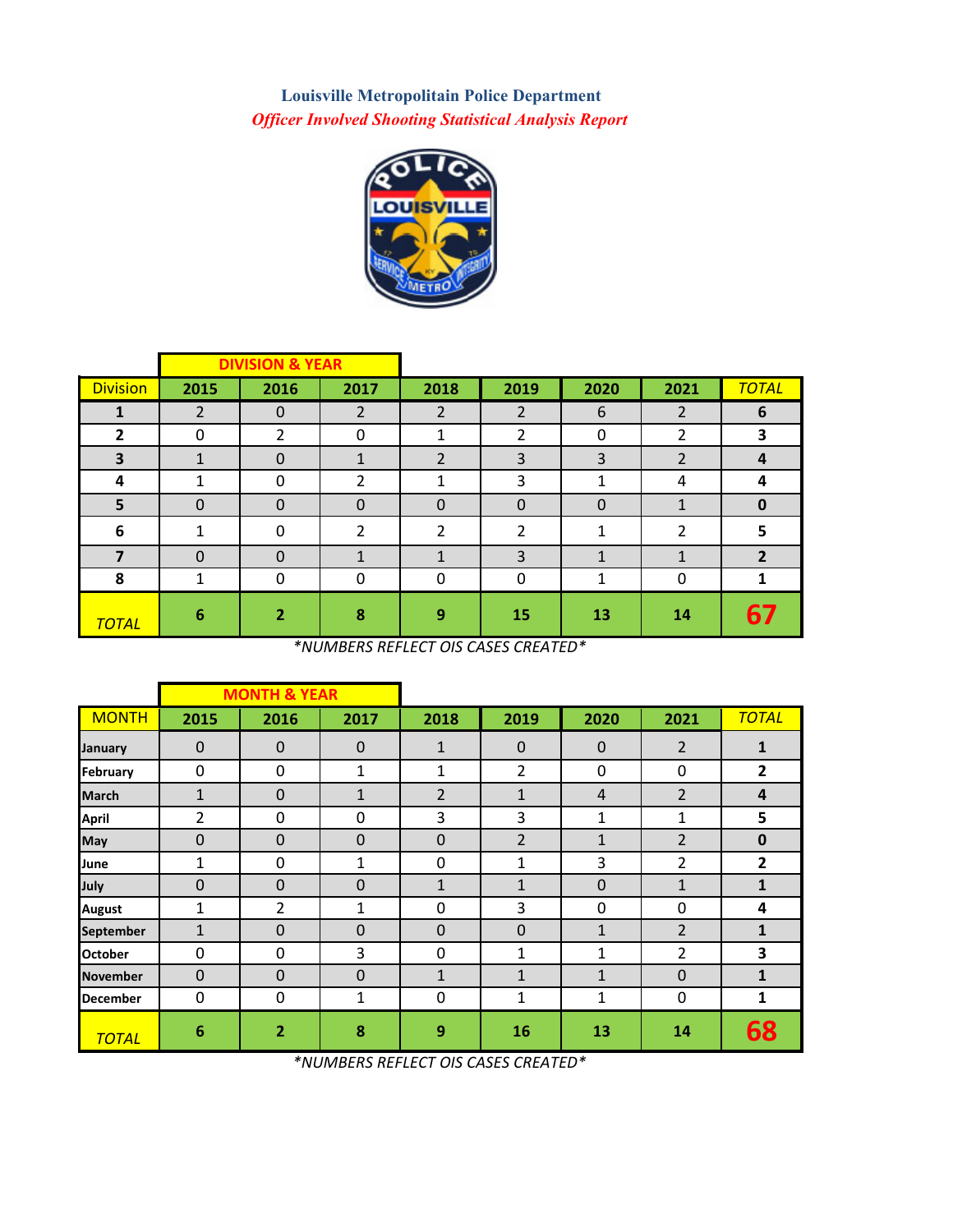# Louisville Metropolitain Police Department

## *Officer Involved Shooting Statistical Analysis Report*

| | DIVISION & YEAR | | | | | | | |
|---|---|---|---|---|---|---|---|---|
| Division | 2015 | 2016 | 2017 | 2018 | 2019 | 2020 | 2021 | TOTAL |
| 1 | 2 | 0 | 2 | 2 | 2 | 6 | 2 | 6 |
| 2 | 0 | 2 | 0 | 1 | 2 | 0 | 2 | 3 |
| 3 | 1 | 0 | 1 | 2 | 3 | 3 | 2 | 4 |
| 4 | 1 | 0 | 2 | 1 | 3 | 1 | 4 | 4 |
| 5 | 0 | 0 | 0 | 0 | 0 | 0 | 1 | 0 |
| 6 | 1 | 0 | 2 | 2 | 2 | 1 | 2 | 5 |
| 7 | 0 | 0 | 1 | 1 | 3 | 1 | 1 | 2 |
| 8 | 1 | 0 | 0 | 0 | 0 | 1 | 0 | 1 |
| TOTAL | 6 | 2 | 8 | 9 | 15 | 13 | 14 | 67 |

*NUMBERS REFLECT OIS CASES CREATED*

| | MONTH & YEAR | | | | | | | |
|---|---|---|---|---|---|---|---|---|
| MONTH | 2015 | 2016 | 2017 | 2018 | 2019 | 2020 | 2021 | TOTAL |
| January | 0 | 0 | 0 | 1 | 0 | 0 | 2 | 1 |
| February | 0 | 0 | 1 | 1 | 2 | 0 | 0 | 2 |
| March | 1 | 0 | 1 | 2 | 1 | 4 | 2 | 4 |
| April | 2 | 0 | 0 | 3 | 3 | 1 | 1 | 5 |
| May | 0 | 0 | 0 | 0 | 2 | 1 | 2 | 0 |
| June | 1 | 0 | 1 | 0 | 1 | 3 | 2 | 2 |
| July | 0 | 0 | 0 | 1 | 1 | 0 | 1 | 1 |
| August | 1 | 2 | 1 | 0 | 3 | 0 | 0 | 4 |
| September | 1 | 0 | 0 | 0 | 0 | 1 | 2 | 1 |
| October | 0 | 0 | 3 | 0 | 1 | 1 | 2 | 3 |
| November | 0 | 0 | 0 | 1 | 1 | 1 | 0 | 1 |
| December | 0 | 0 | 1 | 0 | 1 | 1 | 0 | 1 |
| TOTAL | 6 | 2 | 8 | 9 | 16 | 13 | 14 | 68 |

*NUMBERS REFLECT OIS CASES CREATED*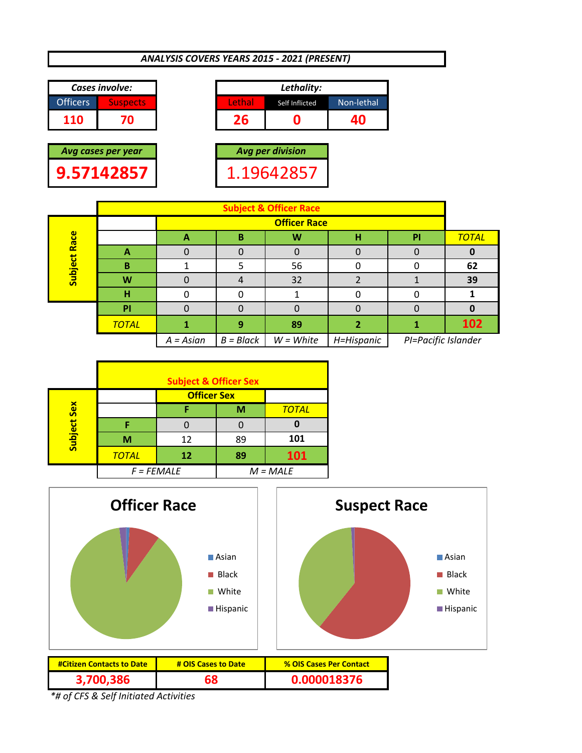**ANALYSIS COVERS YEARS 2015 - 2021 (PRESENT)**

| Cases involve: | |
|---|---|
| Officers | Suspects |
| 110 | 70 |

| Lethality: | | |
|---|---|---|
| Lethal | Self Inflicted | Non-lethal |
| 26 | 0 | 40 |

| Avg cases per year |
|---|
| 9.57142857 |

| Avg per division |
|---|
| 1.19642857 |

**Subject & Officer Race**

| Subject Race | Officer Race: A | B | W | H | PI | TOTAL |
|---|---|---|---|---|---|---|
| A | 0 | 0 | 0 | 0 | 0 | 0 |
| B | 1 | 5 | 56 | 0 | 0 | 62 |
| W | 0 | 4 | 32 | 2 | 1 | 39 |
| H | 0 | 0 | 1 | 0 | 0 | 1 |
| PI | 0 | 0 | 0 | 0 | 0 | 0 |
| TOTAL | 1 | 9 | 89 | 2 | 1 | 102 |

A = Asian B = Black W = White H=Hispanic PI=Pacific Islander

**Subject & Officer Sex**

| Subject Sex | Officer Sex: F | M | TOTAL |
|---|---|---|---|
| F | 0 | 0 | 0 |
| M | 12 | 89 | 101 |
| TOTAL | 12 | 89 | 101 |

F = FEMALE M = MALE

**Officer Race**

- Asian
- Black
- White
- Hispanic

**Suspect Race**

- Asian
- Black
- White
- Hispanic

| #Citizen Contacts to Date | # OIS Cases to Date | % OIS Cases Per Contact |
|---|---|---|
| 3,700,386 | 68 | 0.000018376 |

*# of CFS & Self Initiated Activities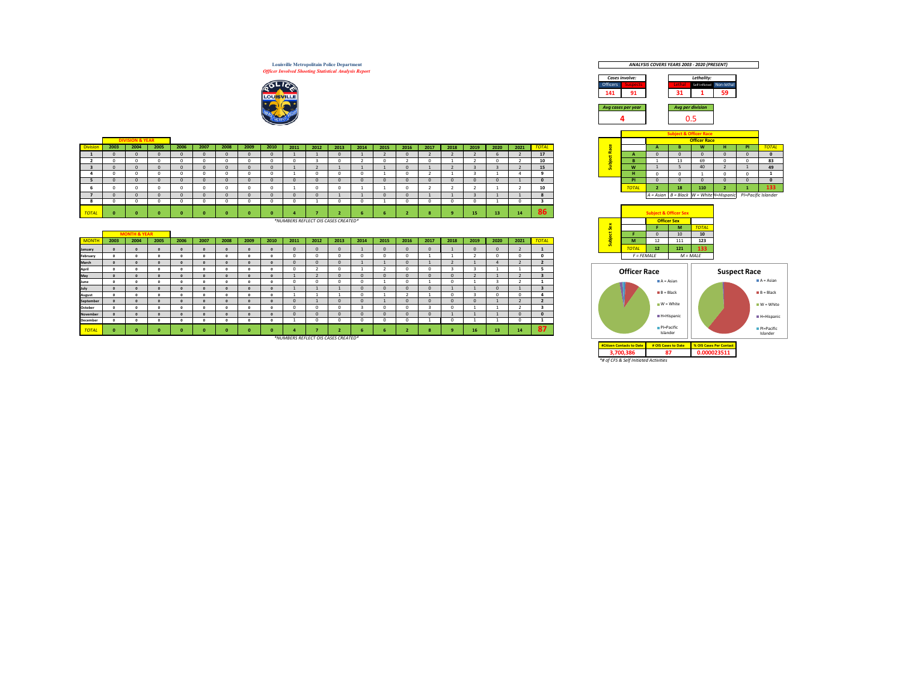**Louisville Metropolitain Police Department**
*Officer Involved Shooting Statistical Analysis Report*

**DIVISION & YEAR**

| Division | 2003 | 2004 | 2005 | 2006 | 2007 | 2008 | 2009 | 2010 | 2011 | 2012 | 2013 | 2014 | 2015 | 2016 | 2017 | 2018 | 2019 | 2020 | 2021 | TOTAL |
|---|---|---|---|---|---|---|---|---|---|---|---|---|---|---|---|---|---|---|---|---|
| 1 | 0 | 0 | 0 | 0 | 0 | 0 | 0 | 0 | 1 | 1 | 0 | 1 | 2 | 0 | 2 | 2 | 2 | 6 | 2 | 17 |
| 2 | 0 | 0 | 0 | 0 | 0 | 0 | 0 | 0 | 0 | 3 | 0 | 2 | 0 | 2 | 0 | 1 | 2 | 0 | 2 | 10 |
| 3 | 0 | 0 | 0 | 0 | 0 | 0 | 0 | 0 | 1 | 2 | 1 | 1 | 1 | 0 | 1 | 2 | 3 | 3 | 2 | 15 |
| 4 | 0 | 0 | 0 | 0 | 0 | 0 | 0 | 0 | 1 | 0 | 0 | 0 | 1 | 0 | 2 | 1 | 3 | 1 | 4 | 9 |
| 5 | 0 | 0 | 0 | 0 | 0 | 0 | 0 | 0 | 0 | 0 | 0 | 0 | 0 | 0 | 0 | 0 | 0 | 0 | 1 | 0 |
| 6 | 0 | 0 | 0 | 0 | 0 | 0 | 0 | 0 | 1 | 0 | 0 | 1 | 1 | 0 | 2 | 2 | 2 | 1 | 2 | 10 |
| 7 | 0 | 0 | 0 | 0 | 0 | 0 | 0 | 0 | 0 | 0 | 1 | 1 | 0 | 0 | 1 | 1 | 3 | 1 | 1 | 8 |
| 8 | 0 | 0 | 0 | 0 | 0 | 0 | 0 | 0 | 0 | 1 | 0 | 0 | 1 | 0 | 0 | 0 | 0 | 1 | 0 | 3 |
| TOTAL | 0 | 0 | 0 | 0 | 0 | 0 | 0 | 0 | 4 | 7 | 2 | 6 | 6 | 2 | 8 | 9 | 15 | 13 | 14 | 86 |

*NUMBERS REFLECT OIS CASES CREATED*

**MONTH & YEAR**

| MONTH | 2003 | 2004 | 2005 | 2006 | 2007 | 2008 | 2009 | 2010 | 2011 | 2012 | 2013 | 2014 | 2015 | 2016 | 2017 | 2018 | 2019 | 2020 | 2021 | TOTAL |
|---|---|---|---|---|---|---|---|---|---|---|---|---|---|---|---|---|---|---|---|---|
| January | 0 | 0 | 0 | 0 | 0 | 0 | 0 | 0 | 0 | 0 | 0 | 1 | 0 | 0 | 0 | 1 | 0 | 0 | 2 | 1 |
| February | 0 | 0 | 0 | 0 | 0 | 0 | 0 | 0 | 0 | 0 | 0 | 0 | 0 | 0 | 1 | 1 | 2 | 0 | 0 | 0 |
| March | 0 | 0 | 0 | 0 | 0 | 0 | 0 | 0 | 0 | 0 | 0 | 1 | 1 | 0 | 1 | 2 | 1 | 4 | 2 | 2 |
| April | 0 | 0 | 0 | 0 | 0 | 0 | 0 | 0 | 0 | 2 | 0 | 1 | 2 | 0 | 0 | 3 | 3 | 1 | 1 | 5 |
| May | 0 | 0 | 0 | 0 | 0 | 0 | 0 | 0 | 1 | 2 | 0 | 0 | 0 | 0 | 0 | 0 | 2 | 1 | 2 | 3 |
| June | 0 | 0 | 0 | 0 | 0 | 0 | 0 | 0 | 0 | 0 | 0 | 0 | 1 | 0 | 1 | 0 | 1 | 3 | 2 | 1 |
| July | 0 | 0 | 0 | 0 | 0 | 0 | 0 | 0 | 1 | 1 | 1 | 0 | 0 | 0 | 0 | 1 | 1 | 0 | 1 | 3 |
| August | 0 | 0 | 0 | 0 | 0 | 0 | 0 | 0 | 1 | 1 | 1 | 0 | 1 | 2 | 1 | 0 | 3 | 0 | 0 | 4 |
| September | 0 | 0 | 0 | 0 | 0 | 0 | 0 | 0 | 0 | 1 | 0 | 0 | 1 | 0 | 0 | 0 | 0 | 1 | 2 | 2 |
| October | 0 | 0 | 0 | 0 | 0 | 0 | 0 | 0 | 0 | 0 | 0 | 3 | 0 | 0 | 3 | 0 | 1 | 1 | 2 | 3 |
| November | 0 | 0 | 0 | 0 | 0 | 0 | 0 | 0 | 0 | 0 | 0 | 0 | 0 | 0 | 0 | 1 | 1 | 1 | 0 | 0 |
| December | 0 | 0 | 0 | 0 | 0 | 0 | 0 | 0 | 1 | 0 | 0 | 0 | 0 | 0 | 1 | 0 | 1 | 1 | 0 | 1 |
| TOTAL | 0 | 0 | 0 | 0 | 0 | 0 | 0 | 0 | 4 | 7 | 2 | 6 | 6 | 2 | 8 | 9 | 16 | 13 | 14 | 87 |

*NUMBERS REFLECT OIS CASES CREATED*

*ANALYSIS COVERS YEARS 2003 - 2020 (PRESENT)*

| Cases involve: | |
|---|---|
| Officers | Subjects |
| 141 | 91 |

| Lethality: | | |
|---|---|---|
| Lethal | Self Inflicted | Non-lethal |
| 31 | 1 | 59 |

| Avg cases per year | Avg per division |
|---|---|
| 4 | 0.5 |

**Subject & Officer Race**

| Subject Race | Officer Race: A | B | W | H | PI | TOTAL |
|---|---|---|---|---|---|---|
| A | 0 | 0 | 0 | 0 | 0 | 0 |
| B | 1 | 13 | 69 | 0 | 0 | 83 |
| W | 1 | 5 | 40 | 2 | 1 | 49 |
| H | 0 | 0 | 1 | 0 | 0 | 1 |
| PI | 0 | 0 | 0 | 0 | 0 | 0 |
| TOTAL | 2 | 18 | 110 | 2 | 1 | 133 |

A = Asian  B = Black  W = White  H=Hispanic  PI=Pacific Islander

**Subject & Officer Sex**

| Subject Sex | Officer Sex: F | M | TOTAL |
|---|---|---|---|
| F | 0 | 10 | 10 |
| M | 12 | 111 | 123 |
| TOTAL | 12 | 121 | 133 |

F = FEMALE  M = MALE

**Officer Race**

A = Asian, B = Black, W = White, H=Hispanic, PI=Pacific Islander

**Suspect Race**

A = Asian, B = Black, W = White, H=Hispanic, PI=Pacific Islander

| #Citizen Contacts to Date | # OIS Cases to Date | % OIS Cases Per Contact |
|---|---|---|
| 3,700,386 | 87 | 0.000023511 |

*# of CFS & Self Initiated Activities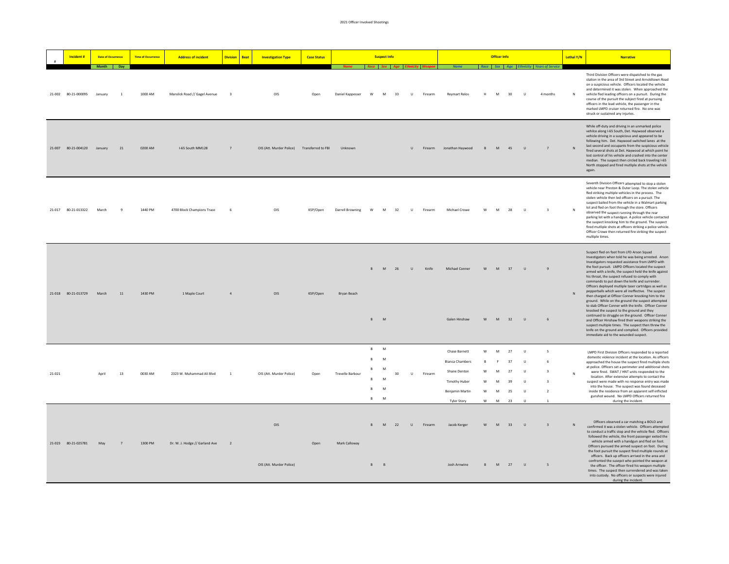# 2021 Officer Involved Shootings

| # | Incident # | Date of Occurrence | | Time of Occurrence | Address of incident | Division | Beat | Investigation Type | Case Status | Suspect Info | | | | | | Officer Info | | | | | | Lethal Y/N | Narrative |
|---|---|---|---|---|---|---|---|---|---|---|---|---|---|---|---|---|---|---|---|---|---|---|---|
| | | Month | Day | | | | | | | Name | Race | Sex | Age | Ethnicity | Weapon | Name | Race | Sex | Age | Ethnicity | Years of Service | | |
| 21-002 | 80-21-000095 | January | 1 | 1000 AM | Manslick Road // Gagel Avenue | 3 | | OIS | Open | Daniel Kappesser | W | M | 33 | U | Firearm | Reymart Relos | H | M | 30 | U | 4 months | N | Third Division Officers were dispatched to the gas station in the area of 3rd Street and Arnoldtown Road on a suspicious vehicle. Officers located the vehicle and determined it was stolen. When approached the vehicle fled leading officers on a pursuit. During the course of the pursuit the subject fired at pursuing officers in the lead vehicle, the passenger in the marked LMPD cruiser returned fire. No one was struck or sustained any injuries. |
| 21-007 | 80-21-004120 | January | 21 | 0200 AM | I-65 South MM128 | 7 | | OIS (Att. Murder Police) | Transferred to FBI | Unknown | | | | U | Firearm | Jonathan Haywood | B | M | 45 | U | 7 | N | While off-duty and driving in an unmarked police vehicle along I-65 South, Det. Haywood observed a vehicle driving in a suspicious and appeared to be following him. Det. Haywood switched lanes at the last second and occupants from the suspicious vehicle fired several shots at Det. Haywood at which point he lost control of his vehicle and crashed into the center median. The suspect then circled back traveling I-65 North stopped and fired mutliple shots at the vehicle again. |
| 21-017 | 80-21-013322 | March | 9 | 1440 PM | 4700 Block Champions Trace | 6 | | OIS | KSP/Open | Darrell Browning | W | M | 32 | U | Firearm | Michael Crowe | W | M | 28 | U | 3 | N | Seventh Division Officers attempted to stop a stolen vehicle near Preston & Outer Loop. The stolen vehicle fled striking multiple vehicles in the process. The stolen vehicle then led officers on a pursuit. The suspect bailed from the vehicle in a Walmart parking lot and fled on foot through the store. Officers observed the suspect running through the rear parking lot with a handgun. A police vehicle contacted the suspect knocking him to the ground. The suspect fired mutliple shots at officers striking a police vehicle. Officer Crowe then returned fire striking the suspect multiple times. |
| 21-018 | 80-21-013729 | March | 11 | 1430 PM | 1 Maple Court | 4 | | OIS | KSP/Open | Bryan Beach | B | M | 26 | U | Knife | Michael Conner | W | M | 37 | U | 9 | N | Suspect fled on foot from LFD Arson Squad Investigators when told he was being arrested. Arson Investigators requested assistance from LMPD with the foot pursuit. LMPD Officers located the suspect armed with a knife, the suspect held the knife against his throat, the suspect refused to comply with commands to put down the knife and surrender. Officers deployed multiple taser cartridges as well as pepperballs which were all ineffective. The suspect then charged at Officer Conner knocking him to the ground. While on the ground the suspect attempted to stab Officer Conner with the knife. Officer Conner knocked the suspect to the ground and they continued to struggle on the ground. Officer Conner and Officer Hinshaw fired their weapons striking the suspect multiple times. The suspect then threw the knife on the ground and complied. Officers provided immediate aid to the wounded suspect. |
| | | | | | | | | | | | B | M | | | | Galen Hinshaw | W | M | 32 | U | 6 | | |
| 21-021 | | April | 13 | 0030 AM | 2323 W. Muhammad Ali Blvd | 1 | | OIS (Att. Murder Police) | Open | Trevelle Barbour | B | M | 30 | U | Firearm | Chase Barnett | W | M | 27 | U | 5 | N | LMPD First Division Officers responded to a reported domestic violence incident at the location. As officers approached the house the suspect fired multiple shots at police. Officers set a perimeter and additional shots were fired. SWAT / HNT units responded to the location. After extensive attempts to contact the suspect were made with no response entry was made into the house. The suspect was found deceased inside the residence from an apparent self-inflicted gunshot wound. No LMPD Officers returned fire during the incident. |
| | | | | | | | | | | | B | M | | | | Bianca Chambers | B | F | 37 | U | 6 | | |
| | | | | | | | | | | | B | M | | | | Shane Denton | W | M | 27 | U | 3 | | |
| | | | | | | | | | | | B | M | | | | Timothy Huber | W | M | 39 | U | 3 | | |
| | | | | | | | | | | | B | M | | | | Benjamin Martin | W | M | 25 | U | 2 | | |
| | | | | | | | | | | | B | M | | | | Tyler Story | W | M | 23 | U | 1 | | |
| 21-023 | 80-21-025781 | May | 7 | 1300 PM | Dr. W. J. Hodge // Garland Ave | 2 | | OIS | Open | Mark Calloway | B | M | 22 | U | Firearm | Jacob Kerger | W | M | 33 | U | 3 | N | Officers observed a car matching a BOLO and confirmed it was a stolen vehicle. Officers attempted to conduct a traffic stop and the vehicle fled. Officers followed the vehicle, the front passenger exited the vehicle armed with a handgun and fled on foot. Officers pursued the armed suspect on foot. During the foot pursuit the suspect fired multiple rounds at officers. Back up officers arrived in the area and confronted the susepct who pointed the weapon at the officer. The officer fired his weapon multiple times. The suspect then surrendered and was taken into custody. No officers or suspects were injured during the incident. |
| | | | | | | | | OIS (Att. Murder Police) | | | B | B | | | | Josh Arnwine | B | M | 27 | U | 5 | | |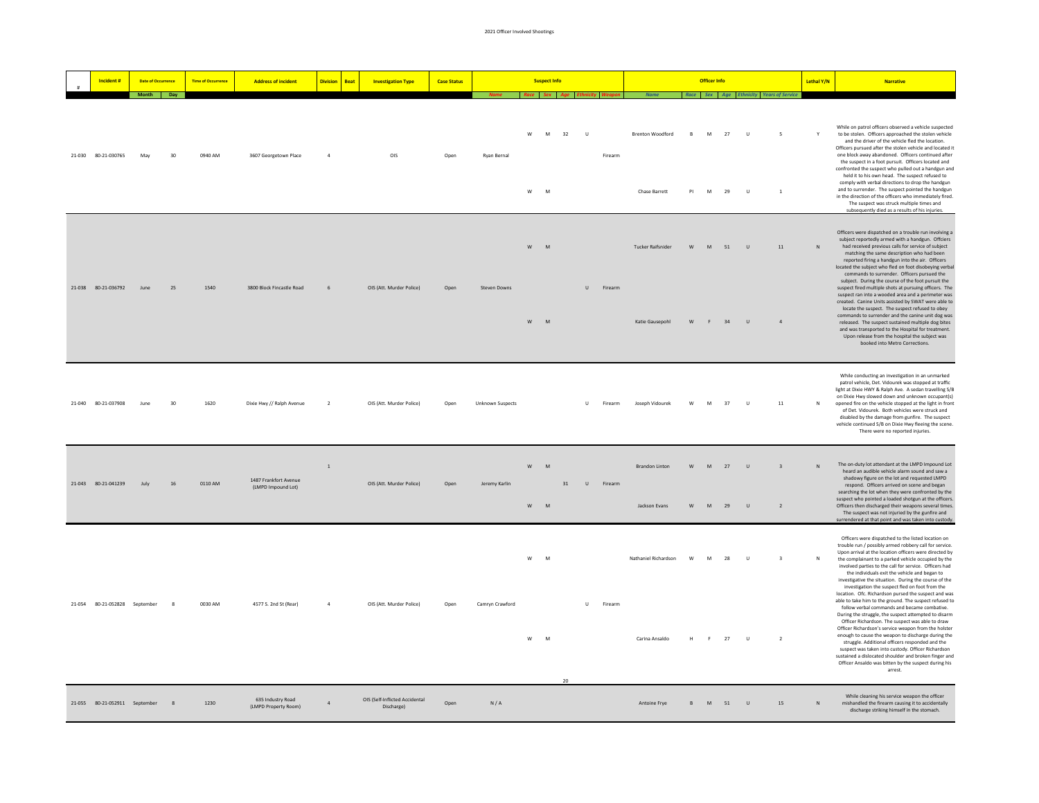# 2021 Officer Involved Shootings

| # | Incident # | Date of Occurrence |  | Time of Occurrence | Address of incident | Division | Beat | Investigation Type | Case Status | Suspect Info |  |  |  |  |  | Officer Info |  |  |  |  |  | Lethal Y/N | Narrative |
|---|---|---|---|---|---|---|---|---|---|---|---|---|---|---|---|---|---|---|---|---|---|---|---|
|  |  | Month | Day |  |  |  |  |  |  | Name | Race | Sex | Age | Ethnicity | Weapon | Name | Race | Sex | Age | Ethnicity | Years of Service |  |  |
| 21-030 | 80-21-030765 | May | 30 | 0940 AM | 3607 Georgetown Place | 4 |  | OIS | Open | Ryan Bernal | W | M | 32 | U | Firearm | Brenton Woodford | B | M | 27 | U | 5 | Y | While on patrol officers observed a vehicle suspected to be stolen. Officers approached the stolen vehicle and the driver of the vehicle fled the location. Officers pursued after the stolen vehicle and located it one block away abandoned. Officers continued after the suspect in a foot pursuit. Officers located and confronted the suspect who pulled out a handgun and held it to his own head. The suspect refused to comply with verbal directions to drop the handgun and to surrender. The suspect pointed the handgun in the direction of the officers who immediately fired. The suspect was struck multiple times and subsequently died as a results of his injuries. |
|  |  |  |  |  |  |  |  |  |  |  | W | M |  |  |  | Chase Barrett | PI | M | 29 | U | 1 |  |  |
| 21-038 | 80-21-036792 | June | 25 | 1540 | 3800 Block Fincastle Road | 6 |  | OIS (Att. Murder Police) | Open | Steven Downs | W | M |  | U | Firearm | Tucker Raifsnider | W | M | 51 | U | 11 | N | Officers were dispatched on a trouble run involving a subject reportedly armed with a handgun. Officers had received previous calls for service of subject matching the same description who had been reported firing a handgun into the air. Officers located the subject who fled on foot disobeying verbal commands to surrender. Officers pursued the subject. During the course of the foot pursuit the suspect fired multiple shots at pursuing officers. The suspect ran into a wooded area and a perimeter was created. Canine Units assisted by SWAT were able to locate the suspect. The suspect refused to obey commands to surrender and the canine unit dog was released. The suspect sustained multiple dog bites and was transported to the Hospital for treatment. Upon release from the hospital the subject was booked into Metro Corrections. |
|  |  |  |  |  |  |  |  |  |  |  | W | M |  |  |  | Katie Gausepohl | W | F | 34 | U | 4 |  |  |
| 21-040 | 80-21-037908 | June | 30 | 1620 | Dixie Hwy // Ralph Avenue | 2 |  | OIS (Att. Murder Police) | Open | Unknown Suspects |  |  |  | U | Firearm | Joseph Vidourek | W | M | 37 | U | 11 | N | While conducting an investigation in an unmarked patrol vehicle, Det. Vidourek was stopped at traffic light at Dixie HWY & Ralph Ave. A sedan travelling S/B on Dixie Hwy slowed down and unknown occupant(s) opened fire on the vehicle stopped at the light in front of Det. Vidourek. Both vehicles were struck and disabled by the damage from gunfire. The suspect vehicle continued S/B on Dixie Hwy fleeing the scene. There were no reported injuries. |
| 21-043 | 80-21-041239 | July | 16 | 0110 AM | 1487 Frankfort Avenue (LMPD Impound Lot) | 1 |  | OIS (Att. Murder Police) | Open | Jeremy Karlin | W | M | 31 | U | Firearm | Brandon Linton | W | M | 27 | U | 3 | N | The on-duty lot attendant at the LMPD Impound Lot heard an audible vehicle alarm sound and saw a shadowy figure on the lot and requested LMPD respond. Officers arrived on scene and began searching the lot when they were confronted by the suspect who pointed a loaded shotgun at the officers. Officers then discharged their weapons several times. The suspect was not injuried by the gunfire and surrendered at that point and was taken into custody. |
|  |  |  |  |  |  |  |  |  |  |  | W | M |  |  |  | Jackson Evans | W | M | 29 | U | 2 |  |  |
| 21-054 | 80-21-052828 | September | 8 | 0030 AM | 4577 S. 2nd St (Rear) | 4 |  | OIS (Att. Murder Police) | Open | Camryn Crawford | W | M | 20 | U | Firearm | Nathaniel Richardson | W | M | 28 | U | 3 | N | Officers were dispatched to the listed location on trouble run / possibly armed robbery call for service. Upon arrival at the location officers were directed by the complainant to a parked vehicle occupied by the involved parties to the call for service. Officers had the individuals exit the vehicle and began to investigative the situation. During the course of the investigation the suspect fled on foot from the location. Ofc. Richardson pursed the suspect and was able to take him to the ground. The suspect refused to follow verbal commands and became combative. During the struggle, the suspect attempted to disarm Officer Richardson. The suspect was able to draw Officer Richardson's service weapon from the holster enough to cause the weapon to discharge during the struggle. Additional officers responded and the suspect was taken into custody. Officer Richardson sustained a dislocated shoulder and broken finger and Officer Ansaldo was bitten by the suspect during his arrest. |
|  |  |  |  |  |  |  |  |  |  |  | W | M |  |  |  | Carina Ansaldo | H | F | 27 | U | 2 |  |  |
| 21-055 | 80-21-052911 | September | 8 | 1230 | 635 Industry Road (LMPD Property Room) | 4 |  | OIS (Self-Inflicted Accidental Discharge) | Open | N / A |  |  |  |  |  | Antoine Frye | B | M | 51 | U | 15 | N | While cleaning his service weapon the officer mishandled the firearm causing it to accidentally discharge striking himself in the stomach. |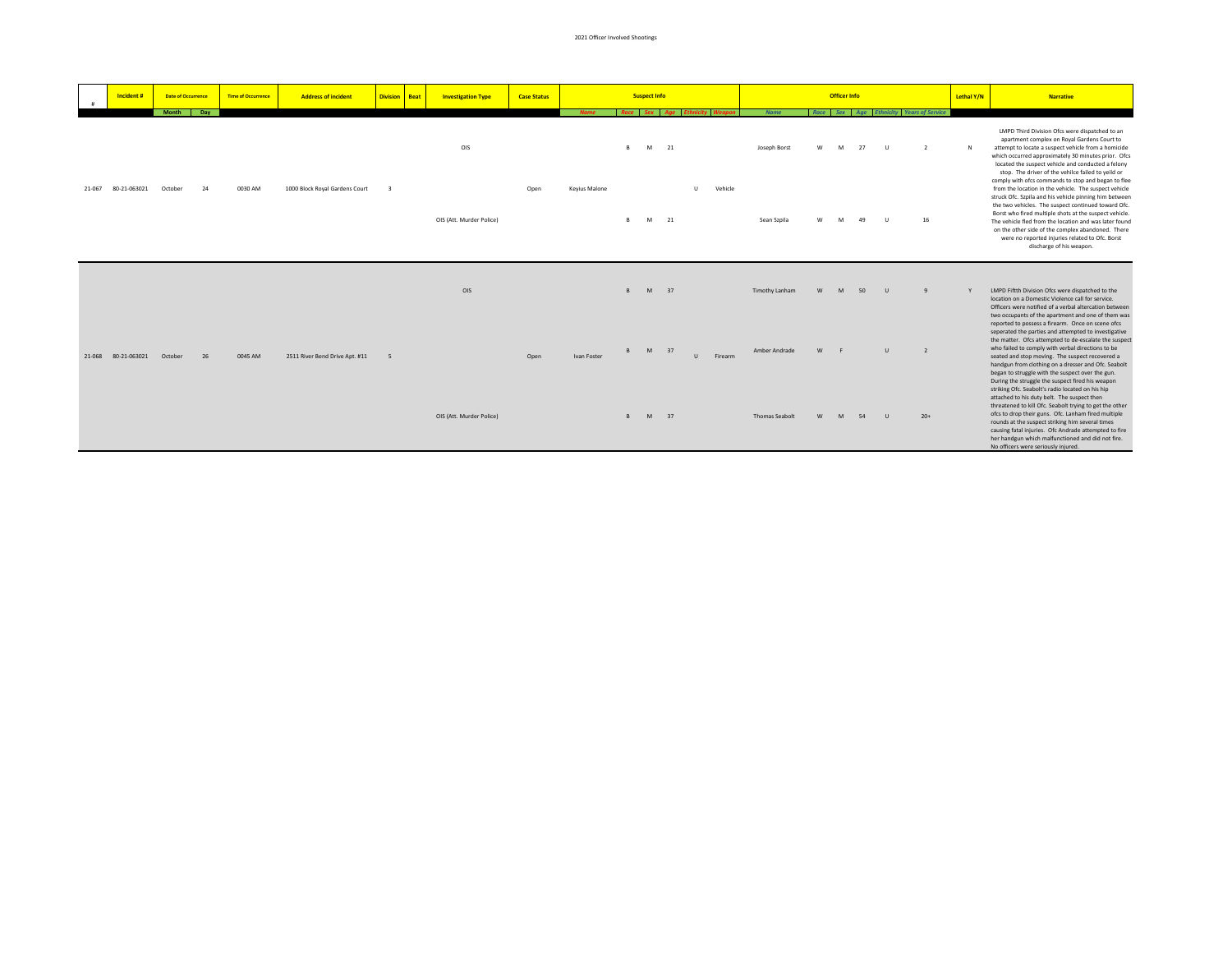2021 Officer Involved Shootings

| # | Incident # | Date of Occurrence | | Time of Occurrence | Address of incident | Division | Beat | Investigation Type | Case Status | Suspect Info | | | | | | Officer Info | | | | | | Lethal Y/N | Narrative |
|---|---|---|---|---|---|---|---|---|---|---|---|---|---|---|---|---|---|---|---|---|---|---|---|
| | | Month | Day | | | | | | | Name | Race | Sex | Age | Ethnicity | Weapon | Name | Race | Sex | Age | Ethnicity | Years of Service | | |
| 21-067 | 80-21-063021 | October | 24 | 0030 AM | 1000 Block Royal Gardens Court | 3 | | OIS | Open | Keyius Malone | B | M | 21 | U | Vehicle | Joseph Borst | W | M | 27 | U | 2 | N | LMPD Third Division Ofcs were dispatched to an apartment complex on Royal Gardens Court to attempt to locate a suspect vehicle from a homicide which occurred approximately 30 minutes prior. Ofcs located the suspect vehicle and conducted a felony stop. The driver of the vehilce failed to yeild or comply with ofcs commands to stop and began to flee from the location in the vehicle. The suspect vehicle struck Ofc. Szpila and his vehicle pinning him between the two vehicles. The suspect continued toward Ofc. Borst who fired multiple shots at the suspect vehicle. The vehicle fled from the location and was later found on the other side of the complex abandoned. There were no reported injuries related to Ofc. Borst discharge of his weapon. |
| | | | | | | | | OIS (Att. Murder Police) | | | B | M | 21 | | | Sean Szpila | W | M | 49 | U | 16 | | |
| 21-068 | 80-21-063021 | October | 26 | 0045 AM | 2511 River Bend Drive Apt. #11 | 5 | | OIS | Open | Ivan Foster | B | M | 37 | U | Firearm | Timothy Lanham | W | M | 50 | U | 9 | Y | LMPD Fifth Division Ofcs were dispatched to the location on a Domestic Violence call for service. Officers were notified of a verbal altercation between two occupants of the apartment and one of them was reported to possess a firearm. Once on scene ofcs seperated the parties and attempted to investigative the matter. Ofcs attempted to de-escalate the suspect who failed to comply with verbal directions to be seated and stop moving. The suspect recovered a handgun from clothing on a dresser and Ofc. Seabolt began to struggle with the suspect over the gun. During the struggle the suspect fired his weapon striking Ofc. Seabolt's radio located on his hip attached to his duty belt. The suspect then threatened to kill Ofc. Seabolt trying to get the other ofcs to drop their guns. Ofc. Lanham fired multiple rounds at the suspect striking him several times causing fatal injuries. Ofc Andrade attempted to fire her handgun which malfunctioned and did not fire. No officers were seriously injured. |
| | | | | | | | | | | | B | M | 37 | | | Amber Andrade | W | F | | U | 2 | | |
| | | | | | | | | OIS (Att. Murder Police) | | | B | M | 37 | | | Thomas Seabolt | W | M | 54 | U | 20+ | | |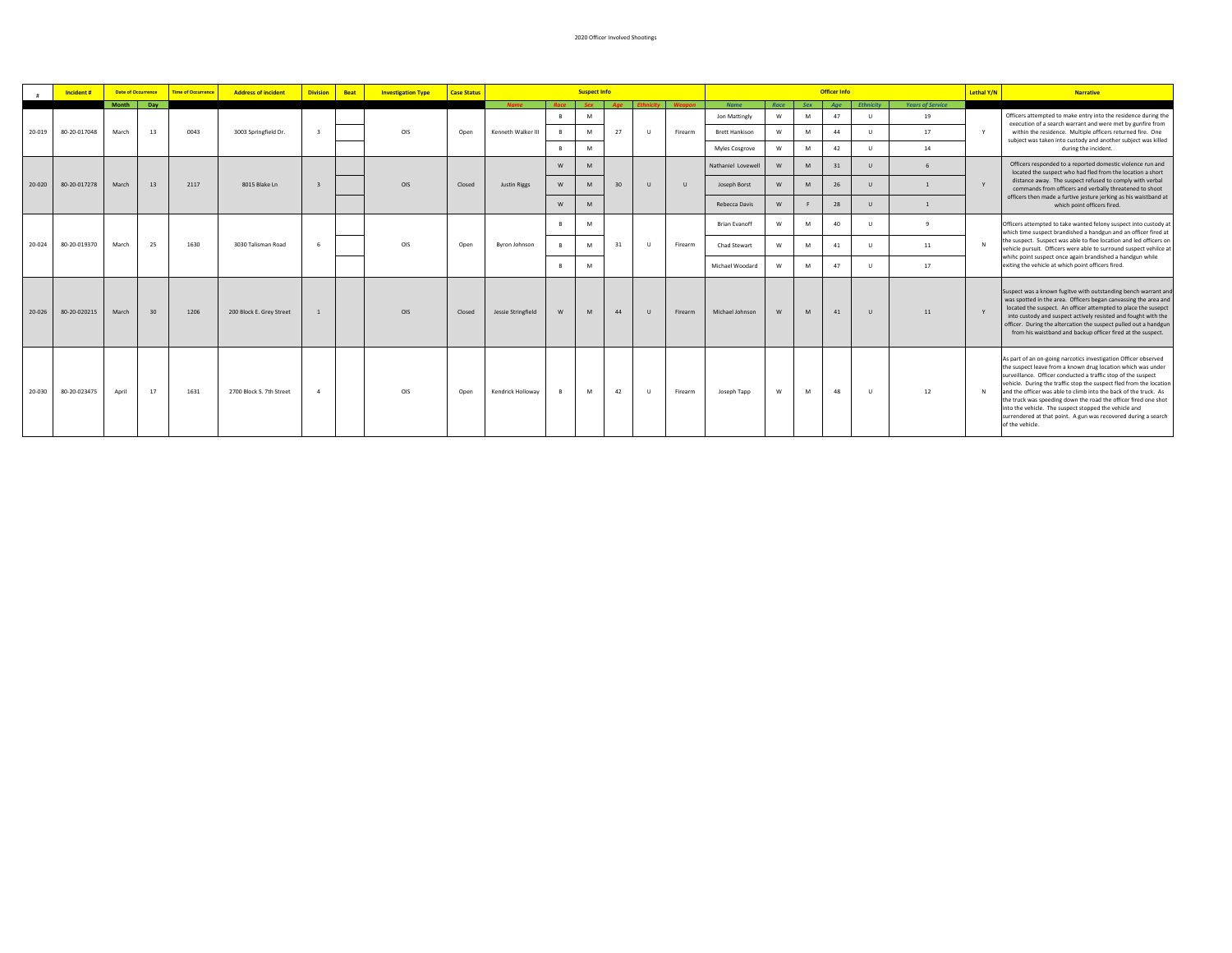2020 Officer Involved Shootings

| # | Incident # | Date of Occurrence | | Time of Occurrence | Address of Incident | Division | Beat | Investigation Type | Case Status | Suspect Info | | | | | | Officer Info | | | | | | Lethal Y/N | Narrative |
|---|---|---|---|---|---|---|---|---|---|---|---|---|---|---|---|---|---|---|---|---|---|---|---|
| | | Month | Day | | | | | | | Name | Race | Sex | Age | Ethnicity | Weapon | Name | Race | Sex | Age | Ethnicity | Years of Service | | |
| 20-019 | 80-20-017048 | March | 13 | 0043 | 3003 Springfield Dr. | 3 | | OIS | Open | Kenneth Walker III | B | M | 27 | U | Firearm | Jon Mattingly | W | M | 47 | U | 19 | Y | Officers attempted to make entry into the residence during the execution of a search warrant and were met by gunfire from within the residence. Multiple officers returned fire. One subject was taken into custody and another subject was killed during the incident. |
| | | | | | | | | | | | B | M | | | | Brett Hankison | W | M | 44 | U | 17 | | |
| | | | | | | | | | | | B | M | | | | Myles Cosgrove | W | M | 42 | U | 14 | | |
| 20-020 | 80-20-017278 | March | 13 | 2117 | 8015 Blake Ln | 3 | | OIS | Closed | Justin Riggs | W | M | 30 | U | U | Nathaniel Lovewell | W | M | 31 | U | 6 | Y | Officers responded to a reported domestic violence run and located the suspect who had fled from the location a short distance away. The suspect refused to comply with verbal commands from officers and verbally threatened to shoot officers then made a furtive jesture jerking as his waistband at which point officers fired. |
| | | | | | | | | | | | W | M | | | | Joseph Borst | W | M | 26 | U | 1 | | |
| | | | | | | | | | | | W | M | | | | Rebecca Davis | W | F | 28 | U | 1 | | |
| 20-024 | 80-20-019370 | March | 25 | 1630 | 3030 Talisman Road | 6 | | OIS | Open | Byron Johnson | B | M | 31 | U | Firearm | Brian Evanoff | W | M | 40 | U | 9 | N | Officers attempted to take wanted felony suspect into custody at which time suspect brandished a handgun and an officer fired at the suspect. Suspect was able to flee location and led officers on vehicle pursuit. Officers were able to surround suspect vehilce at whihc point suspect once again brandished a handgun while exiting the vehicle at which point officers fired. |
| | | | | | | | | | | | B | M | | | | Chad Stewart | W | M | 41 | U | 11 | | |
| | | | | | | | | | | | B | M | | | | Michael Woodard | W | M | 47 | U | 17 | | |
| 20-026 | 80-20-020215 | March | 30 | 1206 | 200 Block E. Grey Street | 1 | | OIS | Closed | Jessie Stringfield | W | M | 44 | U | Firearm | Michael Johnson | W | M | 41 | U | 11 | Y | Suspect was a known fugitve with outstanding bench warrant and was spotted in the area. Officers began canvassing the area and located the suspect. An officer attempted to place the susepct into custody and suspect actively resisted and fought with the officer. During the altercation the suspect pulled out a handgun from his waistband and backup officer fired at the suspect. |
| 20-030 | 80-20-023475 | April | 17 | 1631 | 2700 Block S. 7th Street | 4 | | OIS | Open | Kendrick Holloway | B | M | 42 | U | Firearm | Joseph Tapp | W | M | 48 | U | 12 | N | As part of an on-going narcotics investigation Officer observed the suspect leave from a known drug location which was under surveillance. Officer conducted a traffic stop of the suspect vehicle. During the traffic stop the suspect fled from the location and the officer was able to climb into the back of the truck. As the truck was speeding down the road the officer fired one shot into the vehicle. The suspect stopped the vehicle and surrendered at that point. A gun was recovered during a search of the vehicle. |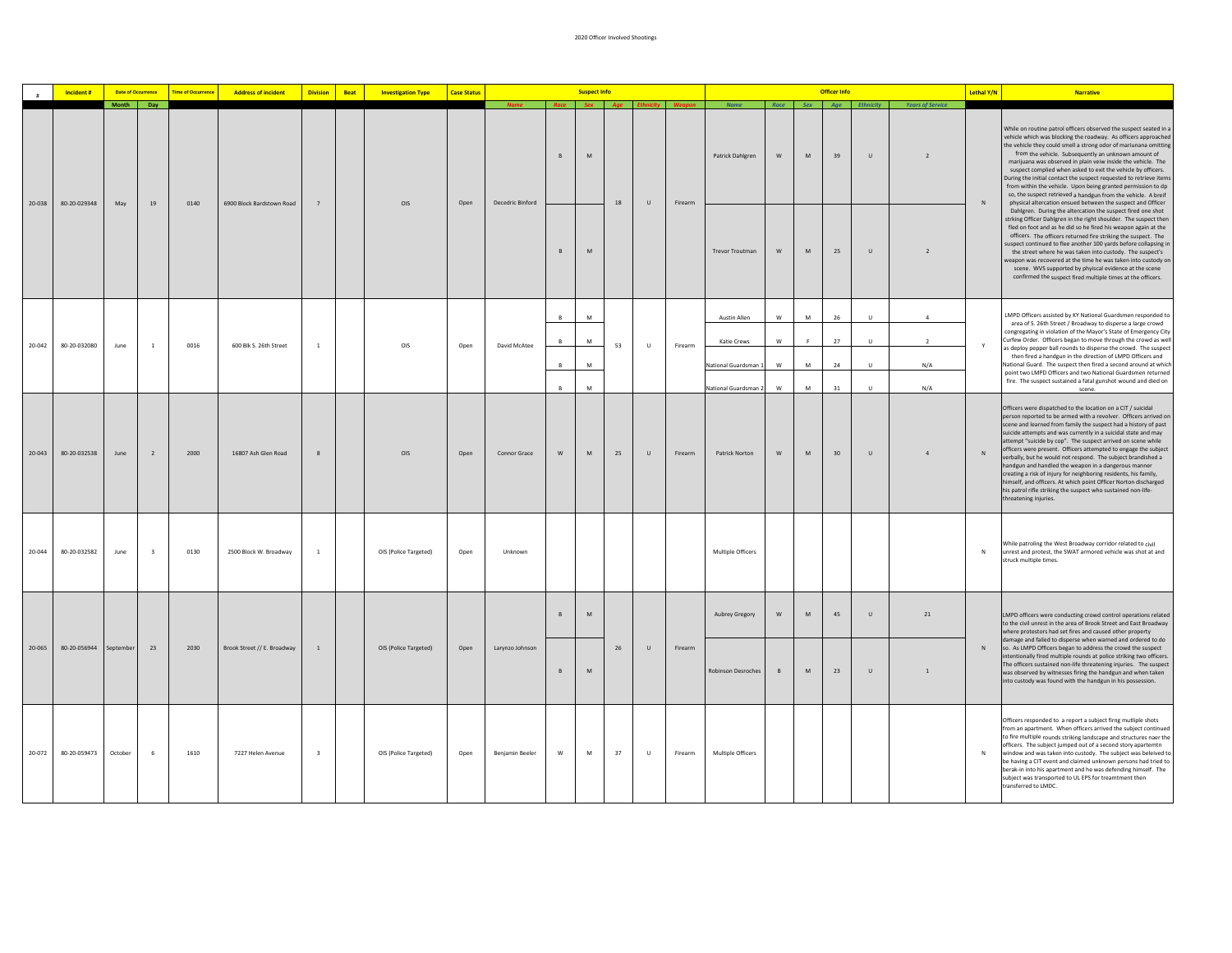# 2020 Officer Involved Shootings

| # | Incident # | Date of Occurrence | | Time of Occurrence | Address of Incident | Division | Beat | Investigation Type | Case Status | Suspect Info | | | | | | Officer Info | | | | | | Lethal Y/N | Narrative |
|---|---|---|---|---|---|---|---|---|---|---|---|---|---|---|---|---|---|---|---|---|---|---|---|
| | | Month | Day | | | | | | | Name | Race | Sex | Age | Ethnicity | Weapon | Name | Race | Sex | Age | Ethnicity | Years of Service | | |
| 20-038 | 80-20-029348 | May | 19 | 0140 | 6900 Block Bardstown Road | 7 | | OIS | Open | Decedric Binford | B | M | 18 | U | Firearm | Patrick Dahlgren | W | M | 39 | U | 2 | N | While on routine patrol officers observed the suspect seated in a vehicle which was blocking the roadway. As officers approached the vehicle they could smell a strong odor of marijuana omitting from the vehicle. Subsequently an unknown amount of marijuana was observed in plain veiw inside the vehicle. The suspect complied when asked to exit the vehicle by officers. During the initial contact the suspect requested to retrieve items from within the vehicle. Upon being granted permission to do so, the suspect retrieved a handgun from the vehicle. A breif physical altercation ensued between the suspect and Officer Dahlgren. During the altercation the suspect fired one shot striking Officer Dahlgren in the right shoulder. The suspect then fled on foot and as he did so he fired his weapon again at the officers. The officers returned fire striking the suspect. The suspect continued to flee another 100 yards before collapsing in the street where he was taken into custody. The suspect's weapon was recovered at the time he was taken into custody on scene. WVS supported by phyiscal evidence at the scene confirmed the suspect fired multiple times at the officers. |
| | | | | | | | | | | | B | M | | | | Trevor Troutman | W | M | 25 | U | 2 | | |
| 20-042 | 80-20-032080 | June | 1 | 0016 | 600 Blk S. 26th Street | 1 | | OIS | Open | David McAtee | B | M | 53 | U | Firearm | Austin Allen | W | M | 26 | U | 4 | Y | LMPD Officers assisted by KY National Guardsmen responded to area of S. 26th Street / Broadway to disperse a large crowd congregating in violation of the Mayor's State of Emergency City Curfew Order. Officers began to move through the crowd as well as deploy pepper ball rounds to disperse the crowd. The suspect then fired a handgun in the direction of LMPD Officers and National Guard. The suspect then fired a second around at which point two LMPD Officers and two National Guardsmen returned fire. The suspect sustained a fatal gunshot wound and died on scene. |
| | | | | | | | | | | | B | M | | | | Katie Crews | W | F | 27 | U | 2 | | |
| | | | | | | | | | | | B | M | | | | National Guardsman 1 | W | M | 24 | U | N/A | | |
| | | | | | | | | | | | B | M | | | | National Guardsman 2 | W | M | 31 | U | N/A | | |
| 20-043 | 80-20-032538 | June | 2 | 2000 | 16807 Ash Glen Road | 8 | | OIS | Open | Connor Grace | W | M | 25 | U | Firearm | Patrick Norton | W | M | 30 | U | 4 | N | Officers were dispatched to the location on a CIT / suicidal person reported to be armed with a revolver. Officers arrived on scene and learned from family the suspect had a history of past suicide attempts and was currently in a suicidal state and may attempt "suicide by cop". The suspect arrived on scene while officers were present. Officers attempted to engage the subject verbally, but he would not respond. The subject brandished a handgun and handled the weapon in a dangerous manner creating a risk of injury for neighboring residents, his family, himself, and officers. At which point Officer Norton discharged his patrol rifle striking the suspect who sustained non-life-threatening injuries. |
| 20-044 | 80-20-032582 | June | 3 | 0130 | 2500 Block W. Broadway | 1 | | OIS (Police Targeted) | Open | Unknown | | | | | | Multiple Officers | | | | | | N | While patroling the West Broadway corridor related to civil unrest and protest, the SWAT armored vehicle was shot at and struck multiple times. |
| 20-065 | 80-20-056944 | September | 23 | 2030 | Brook Street // E. Broadway | 1 | | OIS (Police Targeted) | Open | Larynzo Johnson | B | M | 26 | U | Firearm | Aubrey Gregory | W | M | 45 | U | 21 | N | LMPD officers were conducting crowd control operations related to the civil unrest in the area of Brook Street and East Broadway where protestors had set fires and caused other property damage and failed to disperse when warned and ordered to do so. As LMPD Officers began to address the crowd the suspect intentionally fired multiple rounds at police striking two officers. The officers sustained non-life threatening injuries. The suspect was observed by witnesses firing the handgun and when taken into custody was found with the handgun in his possession. |
| | | | | | | | | | | | B | M | | | | Robinson Desroches | B | M | 23 | U | 1 | | |
| 20-072 | 80-20-059473 | October | 6 | 1610 | 7227 Helen Avenue | 3 | | OIS (Police Targeted) | Open | Benjamin Beeler | W | M | 37 | U | Firearm | Multiple Officers | | | | | | N | Officers responded to a report a subject firng mutliple shots from an apartment. When officers arrived the subject continued to fire multiple rounds striking landscape and structures naer the officers. The subject jumped out of a second story apartemtn window and was taken into custody. The subject was beleived to be having a CIT event and claimed unknown persons had tried to berak-in into his apartment and he was defending himself. The subject was transported to UL EPS for treamtment then transferred to LMDC. |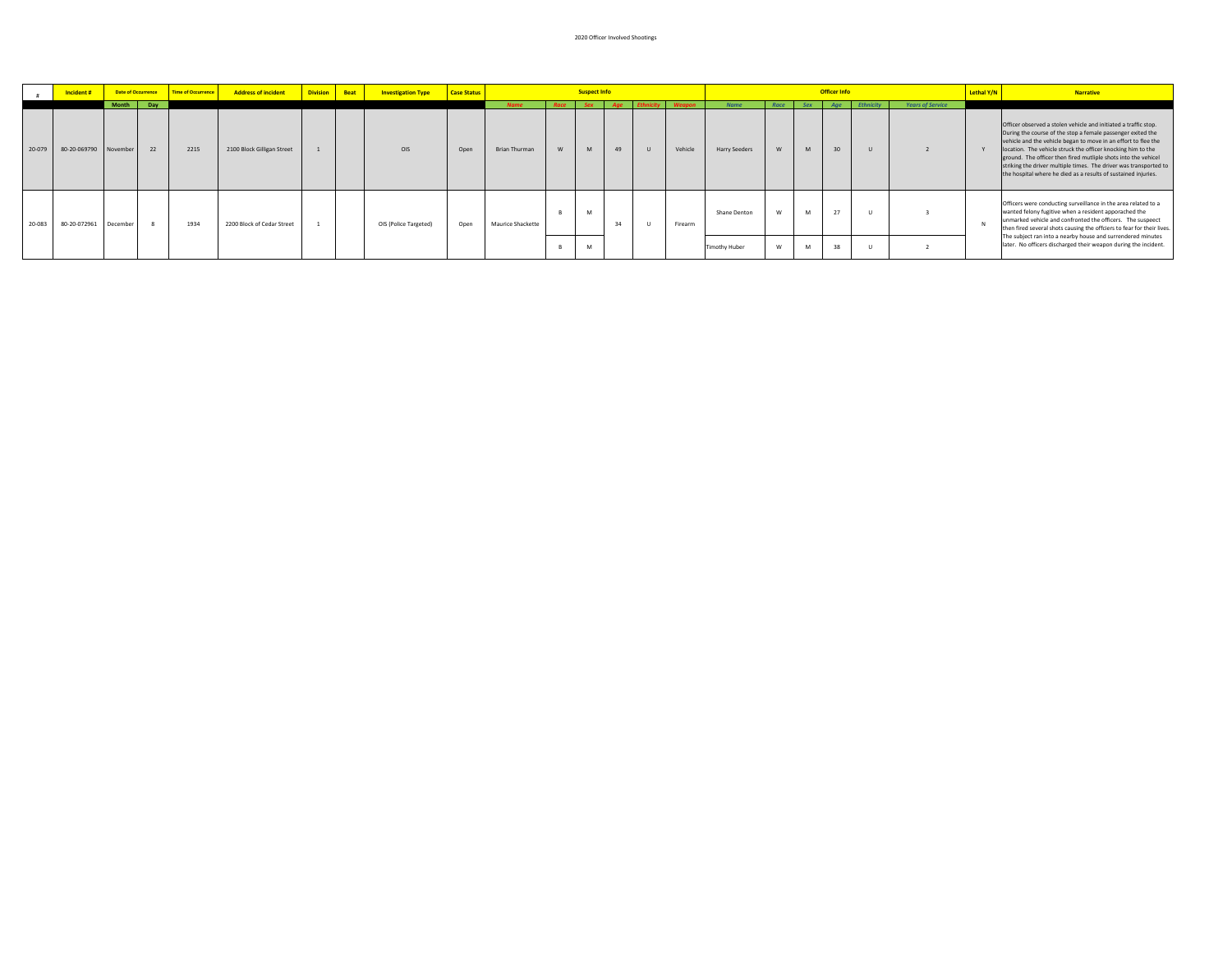2020 Officer Involved Shootings

| # | Incident # | Date of Occurrence | | Time of Occurrence | Address of Incident | Division | Beat | Investigation Type | Case Status | Suspect Info | | | | | | Officer Info | | | | | | Lethal Y/N | Narrative |
|---|---|---|---|---|---|---|---|---|---|---|---|---|---|---|---|---|---|---|---|---|---|---|---|
| | | Month | Day | | | | | | | Name | Race | Sex | Age | Ethnicity | Weapon | Name | Race | Sex | Age | Ethnicity | Years of Service | | |
| 20-079 | 80-20-069790 | November | 22 | 2215 | 2100 Block Gilligan Street | 1 | | OIS | Open | Brian Thurman | W | M | 49 | U | Vehicle | Harry Seeders | W | M | 30 | U | 2 | Y | Officer observed a stolen vehicle and initiated a traffic stop. During the course of the stop a female passenger exited the vehicle and the vehicle began to move in an effort to flee the location. The vehicle struck the officer knocking him to the ground. The officer then fired mutliple shots into the vehicel striking the driver multiple times. The driver was transported to the hospital where he died as a results of sustained injuries. |
| 20-083 | 80-20-072961 | December | 8 | 1934 | 2200 Block of Cedar Street | 1 | | OIS (Police Targeted) | Open | Maurice Shackette | B | M | 34 | U | Firearm | Shane Denton | W | M | 27 | U | 3 | N | Officers were conducting surveillance in the area related to a wanted felony fugitive when a resident apporached the unmarked vehicle and confronted the officers. The suspeect then fired several shots causing the offciers to fear for their lives. The subject ran into a nearby house and surrendered minutes later. No officers discharged their weapon during the incident. |
| | | | | | | | | | | | B | M | | | | Timothy Huber | W | M | 38 | U | 2 | | |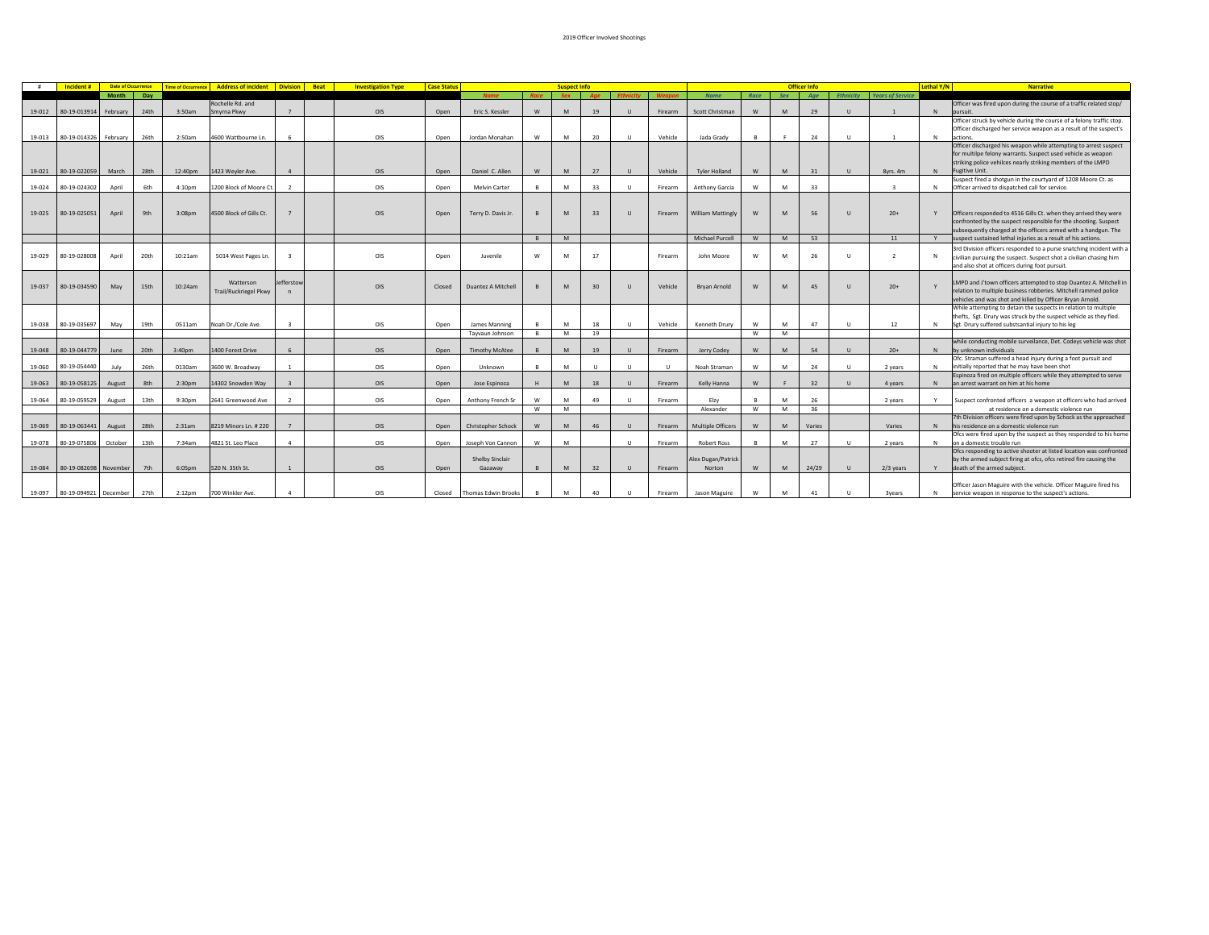# 2019 Officer Involved Shootings

| # | Incident # | Date of Occurrence | | Time of Occurrence | Address of Incident | Division | Beat | Investigation Type | Case Status | Suspect Info | | | | | | Officer Info | | | | | | | Lethal Y/N | Narrative |
|---|---|---|---|---|---|---|---|---|---|---|---|---|---|---|---|---|---|---|---|---|---|---|---|---|
| | | Month | Day | | | | | | | Name | Race | Sex | Age | Ethnicity | Weapon | Name | Race | Sex | Age | Ethnicity | Years of Service | | | |
| 19-012 | 80-19-013914 | February | 24th | 3:50am | Rochelle Rd. and Smyrna Pkwy | 7 | | OIS | Open | Eric S. Kessler | W | M | 19 | U | Firearm | Scott Christman | W | M | 29 | U | 1 | N | Officer was fired upon during the course of a traffic related stop/ pursuit. |
| 19-013 | 80-19-014326 | February | 26th | 2:50am | 4600 Wattbourne Ln. | 6 | | OIS | Open | Jordan Monahan | W | M | 20 | U | Vehicle | Jada Grady | B | F | 24 | U | 1 | N | Officer struck by vehicle during the course of a felony traffic stop. Officer discharged her service weapon as a result of the suspect's actions. |
| 19-021 | 80-19-022059 | March | 28th | 12:40pm | 1423 Weyler Ave. | 4 | | OIS | Open | Daniel C. Allen | W | M | 27 | U | Vehicle | Tyler Holland | W | M | 31 | U | 8yrs. 4m | N | Officer discharged his weapon while attempting to arrest suspect for multilpe felony warrants. Suspect used vehicle as weapon striking police vehilces nearly striking members of the LMPD Fugitive Unit. |
| 19-024 | 80-19-024302 | April | 6th | 4:10pm | 1200 Block of Moore Ct. | 2 | | OIS | Open | Melvin Carter | B | M | 33 | U | Firearm | Anthony Garcia | W | M | 33 | | 3 | N | Suspect fired a shotgun in the courtyard of 1208 Moore Ct. as Officer arrived to dispatched call for service. |
| 19-025 | 80-19-025051 | April | 9th | 3:08pm | 4500 Block of Gills Ct. | 7 | | OIS | Open | Terry D. Davis Jr. | B | M | 33 | U | Firearm | William Mattingly | W | M | 56 | U | 20+ | Y | Officers responded to 4516 Gills Ct. when they arrived they were confronted by the suspect responsible for the shooting. Suspect subsequently charged at the officers armed with a handgun. The |
| | | | | | | | | | | | B | M | | | | Michael Purcell | W | M | 53 | | 11 | Y | suspect sustained lethal injuries as a result of his actions. |
| 19-029 | 80-19-028008 | April | 20th | 10:21am | 5014 West Pages Ln. | 3 | | OIS | Open | Juvenile | W | M | 17 | | Firearm | John Moore | W | M | 26 | U | 2 | N | 3rd Division officers responded to a purse snatching incident with a civilian pursuing the suspect. Suspect shot a civilian chasing him and also shot at officers during foot pursuit. |
| 19-037 | 80-19-034590 | May | 15th | 10:24am | Watterson Trail/Ruckriegel Pkwy | Jeffersetown | | OIS | Closed | Duantez A Mitchell | B | M | 30 | U | Vehicle | Bryan Arnold | W | M | 45 | U | 20+ | Y | LMPD and J'town officers attempted to stop Duantez A. Mitchell in relation to multiple business robberies. Mitchell rammed police vehicles and was shot and killed by Officer Bryan Arnold. |
| 19-038 | 80-19-035697 | May | 19th | 0511am | Noah Dr./Cole Ave. | 3 | | OIS | Open | James Manning | B | M | 18 | U | Vehicle | Kenneth Drury | W | M | 47 | U | 12 | N | While attempting to detain the suspects in relation to multiple thefts, Sgt. Drury was struck by the suspect vehicle as they fled. Sgt. Drury suffered substsantial injury to his leg |
| | | | | | | | | | | Tayvaun Johnson | B | M | 19 | | | | W | M | | | | | |
| 19-048 | 80-19-044779 | June | 20th | 3:40pm | 1400 Forest Drive | 6 | | OIS | Open | Timothy McAtee | B | M | 19 | U | Firearm | Jerry Codey | W | M | 54 | U | 20+ | N | while conducting mobile surveilance, Det. Codeys vehicle was shot by unknown individuals |
| 19-060 | 80-19-054440 | July | 26th | 0130am | 3600 W. Broadway | 1 | | OIS | Open | Unknown | B | M | U | U | U | Noah Straman | W | M | 24 | U | 2 years | N | Ofc. Straman suffered a head injury during a foot pursuit and initially reported that he may have been shot |
| 19-063 | 80-19-058125 | August | 8th | 2:30pm | 14302 Snowden Way | 3 | | OIS | Open | Jose Espinoza | H | M | 18 | U | Firearm | Kelly Hanna | W | F | 32 | U | 4 years | N | Espinoza fired on multiple officers while they attempted to serve an arrest warrant on him at his home |
| 19-064 | 80-19-059529 | August | 13th | 9:30pm | 2641 Greenwood Ave | 2 | | OIS | Open | Anthony French Sr | W | M | 49 | U | Firearm | Elzy | B | M | 26 | | 2 years | Y | Suspect confronted officers a weapon at officers who had arrived |
| | | | | | | | | | | | W | M | | | | Alexander | W | M | 36 | | | | at residence on a domestic violence run |
| 19-069 | 80-19-063441 | August | 28th | 2:31am | 8219 Minors Ln. # 220 | 7 | | OIS | Open | Christopher Schock | W | M | 46 | U | Firearm | Multiple Officers | W | M | Varies | | Varies | N | 7th Division officers were fired upon by Schock as the approached his residence on a domestic violence run |
| 19-078 | 80-19-075806 | October | 13th | 7:34am | 4821 St. Leo Place | 4 | | OIS | Open | Joseph Von Cannon | W | M | | U | Firearm | Robert Ross | B | M | 27 | U | 2 years | N | Ofcs were fired upon by the suspect as they responded to his home on a domestic trouble run |
| 19-084 | 80-19-082698 | November | 7th | 6:05pm | 520 N. 35th St. | 1 | | OIS | Open | Shelby Sinclair Gazaway | B | M | 32 | U | Firearm | Alex Dugan/Patrick Norton | W | M | 24/29 | U | 2/3 years | Y | Ofcs responding to active shooter at listed location was confronted by the armed subject firing at ofcs, ofcs retired fire causing the death of the armed subject. |
| 19-097 | 80-19-094921 | December | 27th | 2:12pm | 700 Winkler Ave. | 4 | | OIS | Closed | Thomas Edwin Brooks | B | M | 40 | U | Firearm | Jason Maguire | W | M | 41 | U | 3years | N | Officer Jason Maguire with the vehicle. Officer Maguire fired his service weapon in response to the suspect's actions. |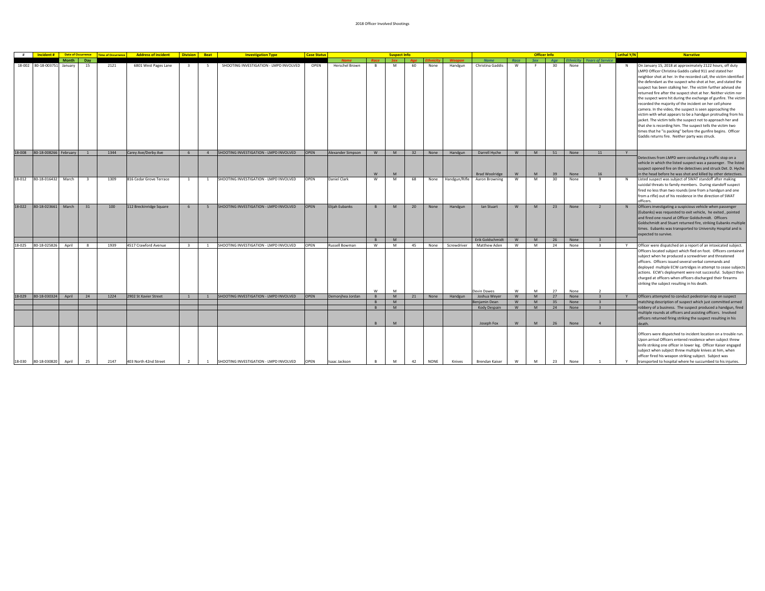## 2018 Officer Involved Shootings

| # | Incident # | Date of Occurrence | | Time of Occurrence | Address of incident | Division | Beat | Investigation Type | Case Status | Suspect Info | | | | | | Officer Info | | | | | | Lethal Y/N | Narrative |
|---|---|---|---|---|---|---|---|---|---|---|---|---|---|---|---|---|---|---|---|---|---|---|---|
| | | Month | Day | | | | | | | Name | Race | Sex | Age | Ethnicity | Weapon | Name | Race | Sex | Age | Ethnicity | Years of Service | | |
| 18-002 | 80-18-003751 | January | 15 | 2121 | 6801 West Pages Lane | 3 | 5 | SHOOTING INVESTIGATION - LMPD INVOLVED | OPEN | Herschel Brown | B | M | 60 | None | Handgun | Christina Gaddis | W | F | 30 | None | 3 | N | On January 15, 2018 at approximately 2122 hours, off duty LMPD Officer Christina Gaddis called 911 and stated her neighbor shot at her. In the recorded call, the victim identified the defendant as the suspect who shot at her, and stated the suspect has been stalking her. The victim further advised she returned fire after the suspect shot at her. Neither victim nor the suspect were hit during the exchange of gunfire. The victim recorded the majority of the incident on her cell phone camera. In the video, the suspect is seen approaching the victim with what appears to be a handgun protruding from his jacket. The victim tells the suspect not to approach her and that she is recording him. The suspect tells the victim two times that he "is packing" before the gunfire begins. Officer Gaddis returns fire. Neither party was struck. |
| 18-008 | 80-18-008266 | February | 1 | 1344 | Carey Ave/Derby Ave | 6 | 4 | SHOOTING INVESTIGATION - LMPD INVOLVED | OPEN | Alexander Simpson | W | M | 32 | None | Handgun | Darrell Hyche | W | M | 51 | None | 11 | Y | Detectives from LMPD were conducting a traffic stop on a vehicle in which the listed suspect was a passenger. The listed suspect opened fire on the detectives and struck Det. D. Hyche in the head before he was shot and killed by other detectives. |
| | | | | | | | | | | | W | M | | | | Brad Woolridge | W | M | 39 | None | 16 | | |
| 18-012 | 80-18-016432 | March | 3 | 1309 | 816 Cedar Grove Terrace | 1 | 1 | SHOOTING INVESTIGATION - LMPD INVOLVED | OPEN | Daniel Clark | W | M | 68 | None | Handgun/Rifle | Aaron Browning | W | M | 30 | None | 9 | N | Listed suspect was subject of SWAT standoff after making suicidal threats to family members. During standoff suspect fired no less than two rounds (one from a handgun and one from a rifle) out of his residence in the direction of SWAT officers. |
| 18-022 | 80-18-023661 | March | 31 | 100 | 112 Breckinridge Square | 6 | 5 | SHOOTING INVESTIGATION - LMPD INVOLVED | OPEN | Elijah Eubanks | B | M | 20 | None | Handgun | Ian Stuart | W | M | 23 | None | 2 | N | Officers investigating a suspicious vehicle when passenger (Eubanks) was requested to exit vehicle, he exited , pointed and fired one round at Officer Goldschmidt. Officers Goldschmidt and Stuart returned fire, striking Eubanks multiple times. Eubanks was transported to University Hospital and is expected to survive. |
| | | | | | | | | | | | B | M | | | | Erik Goldschmidt | W | M | 26 | None | 3 | | |
| 18-025 | 80-18-025826 | April | 8 | 1939 | 4517 Crawford Avenue | 3 | 1 | SHOOTING INVESTIGATION - LMPD INVOLVED | OPEN | Russell Bowman | W | M | 45 | None | Screwdriver | Matthew Aden | W | M | 24 | None | 3 | Y | Officer were dispatched on a report of an intoxicated subject. Officers located subject which fled on foot. Officers contained subject when he produced a screwdriver and threatened officers. Officers issued several verbal commands and deployed multiple ECW cartridges in attempt to cease subjects actions. ECW's deployment were not successful. Subject then charged at officers when officers discharged their firearms striking the subject resulting in his death. |
| | | | | | | | | | | | W | M | | | | Devin Dawes | W | M | 27 | None | 2 | | |
| 18-029 | 80-18-030324 | April | 24 | 1224 | 2902 St Xavier Street | 1 | 1 | SHOOTING INVESTIGATION - LMPD INVOLVED | OPEN | Demonjhea Jordan | B | M | 21 | None | Handgun | Joshua Weyer | W | M | 27 | None | 3 | Y | Officers attempted to conduct pedestrian stop on suspect matching description of suspect which just committed armed robbery of a business. The suspect produced a handgun, fired multiple rounds at officers and assisting officers. Involved officers returned firing striking the suspect resulting in his death. |
| | | | | | | | | | | | B | M | | | | Benjamin Dean | W | M | 35 | None | 3 | | |
| | | | | | | | | | | | B | M | | | | Kody Despain | W | M | 24 | None | 3 | | |
| | | | | | | | | | | | B | M | | | | Joseph Fox | W | M | 26 | None | 4 | | |
| 18-030 | 80-18-030820 | April | 25 | 2147 | 403 North 42nd Street | 2 | 1 | SHOOTING INVESTIGATION - LMPD INVOLVED | OPEN | Isaac Jackson | B | M | 42 | NONE | Knives | Brendan Kaiser | W | M | 23 | None | 1 | Y | Officers were dispatched to incident location on a trouble run. Upon arrival Officers entered residence when subject threw knife striking one officer in lower leg. Officer Kaiser engaged subject when subject threw multiple knives at him, when officer fired his weapon striking subject. Subject was transported to hospital where he succumbed to his injuries. |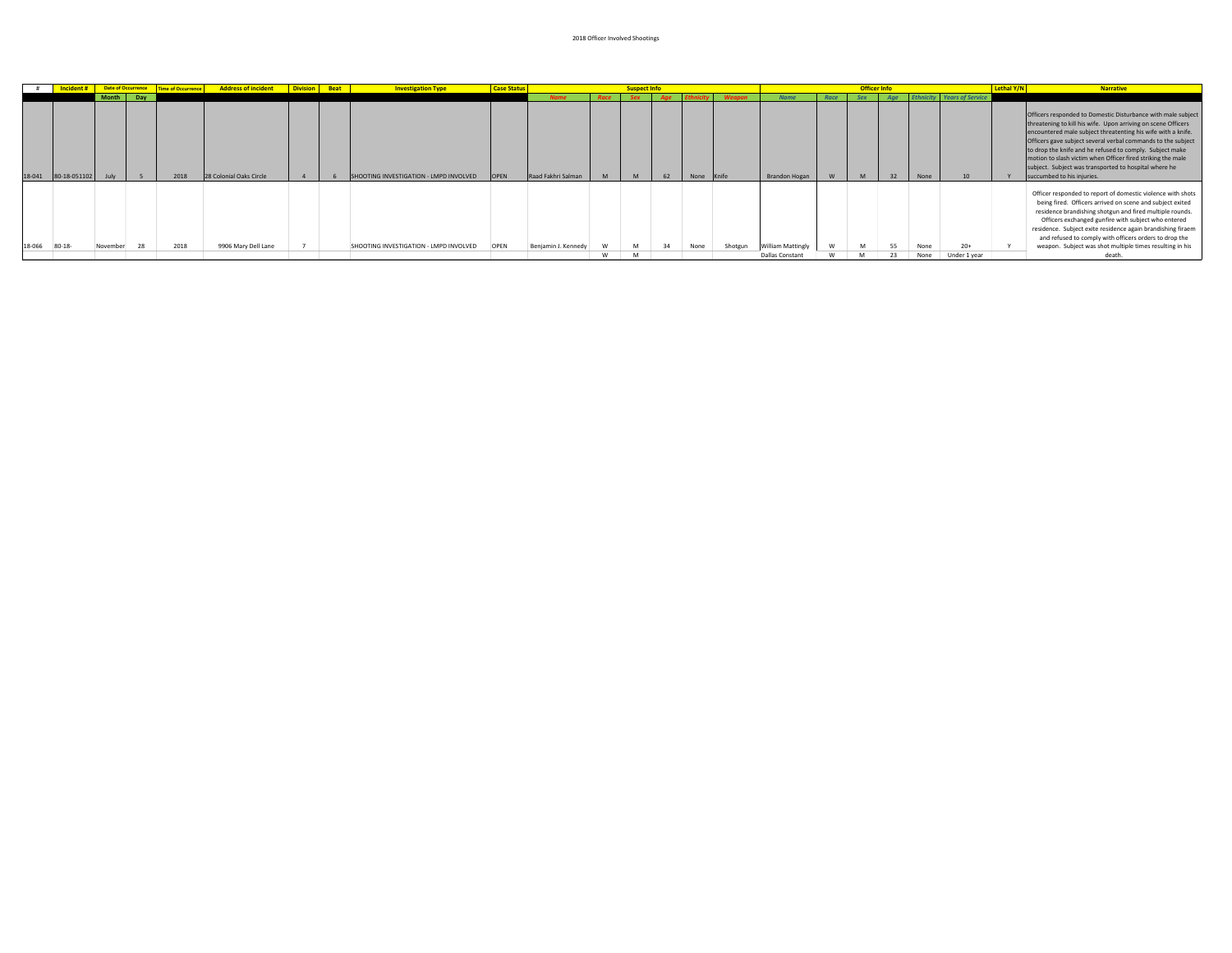2018 Officer Involved Shootings

| # | Incident # | Date of Occurrence | | Time of Occurrence | Address of incident | Division | Beat | Investigation Type | Case Status | Suspect Info | | | | | | Officer Info | | | | | | Lethal Y/N | Narrative |
|---|---|---|---|---|---|---|---|---|---|---|---|---|---|---|---|---|---|---|---|---|---|---|---|
| | | Month | Day | | | | | | | Name | Race | Sex | Age | Ethnicity | Weapon | Name | Race | Sex | Age | Ethnicity | Years of Service | | |
| 18-041 | 80-18-051102 | July | 5 | 2018 | 28 Colonial Oaks Circle | 4 | 6 | SHOOTING INVESTIGATION - LMPD INVOLVED | OPEN | Raad Fakhri Salman | M | M | 62 | None | Knife | Brandon Hogan | W | M | 32 | None | 10 | Y | Officers responded to Domestic Disturbance with male subject threatening to kill his wife. Upon arriving on scene Officers encountered male subject threatening his wife with a knife. Officers gave subject several verbal commands to the subject to drop the knife and he refused to comply. Subject make motion to slash victim when Officer fired striking the male subject. Subject was transported to hospital where he succumbed to his injuries. |
| 18-066 | 80-18- | November | 28 | 2018 | 9906 Mary Dell Lane | 7 | | SHOOTING INVESTIGATION - LMPD INVOLVED | OPEN | Benjamin J. Kennedy | W | M | 34 | None | Shotgun | William Mattingly | W | M | 55 | None | 20+ | Y | Officer responded to report of domestic violence with shots being fired. Officers arrived on scene and subject exited residence brandishing shotgun and fired multiple rounds. Officers exchanged gunfire with subject who entered residence. Subject exite residence again brandishing firaem and refused to comply with officers orders to drop the weapon. Subject was shot multiple times resulting in his death. |
| | | | | | | | | | | | W | M | | | | Dallas Constant | W | M | 23 | None | Under 1 year | | |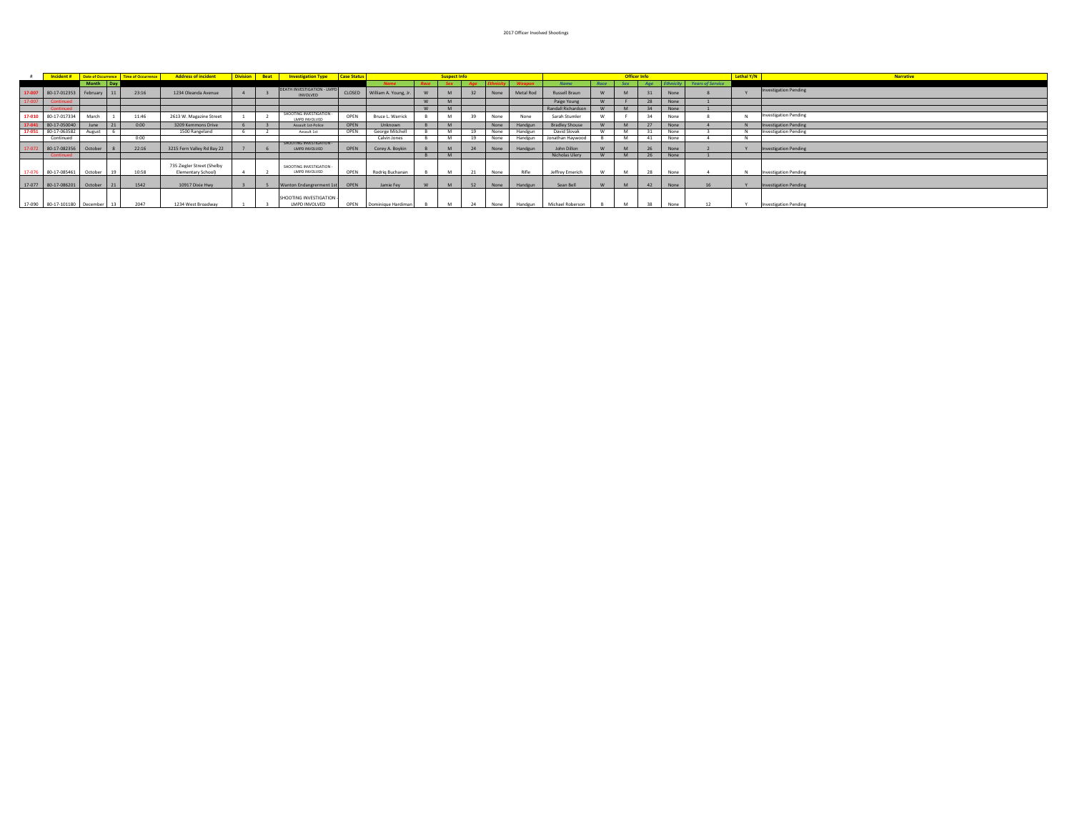# 2017 Officer Involved Shootings

| # | Incident # | Date of Occurrence | | Time of Occurrence | Address of incident | Division | Beat | Investigation Type | Case Status | Suspect Info | | | | | | Officer Info | | | | | | Lethal Y/N | Narrative |
|---|---|---|---|---|---|---|---|---|---|---|---|---|---|---|---|---|---|---|---|---|---|---|---|
| | | Month | Day | | | | | | | Name | Race | Sex | Age | Ethnicity | Weapon | Name | Race | Sex | Age | Ethnicity | Years of Service | | |
| 17-007 | 80-17-012353 | February | 11 | 23:16 | 1234 Oleanda Avenue | 4 | 3 | DEATH INVESTIGATION - LMPD INVOLVED | CLOSED | William A. Young, Jr. | W | M | 32 | None | Metal Rod | Russell Braun | W | M | 31 | None | 8 | Y | Investigation Pending |
| 17-007 | Continued | | | | | | | | | | W | M | | | | Paige Young | W | F | 28 | None | 1 | | |
| | Continued | | | | | | | | | | W | M | | | | Randall Richardson | W | M | 34 | None | 1 | | |
| 17-010 | 80-17-017334 | March | 1 | 11:46 | 2613 W. Magazine Street | 1 | 2 | SHOOTING INVESTIGATION - LMPD INVOLVED | OPEN | Bruce L. Warrick | B | M | 39 | None | None | Sarah Stumler | W | F | 34 | None | 8 | N | Investigation Pending |
| 17-041 | 80-17-050040 | June | 21 | 0:00 | 3209 Kemmons Drive | 6 | 3 | Assault 1st-Police | OPEN | Unknown | B | M | | None | Handgun | Bradley Shouse | W | M | 27 | None | 4 | N | Investigation Pending |
| 17-051 | 80-17-063582 | August | 6 | | 1500 Rangeland | 6 | 2 | Assault 1st | OPEN | George Mitchell | B | M | 19 | None | Handgun | David Slovak | W | M | 31 | None | 3 | N | Investigation Pending |
| | Continued | | | 0:00 | | | | | | Calvin Jones | B | M | 19 | None | Handgun | Jonathan Haywood | B | M | 41 | None | 4 | N | |
| 17-072 | 80-17-082356 | October | 8 | 22:16 | 3215 Fern Valley Rd Bay 22 | 7 | 6 | SHOOTING INVESTIGATION - LMPD INVOLVED | OPEN | Corey A. Boykin | B | M | 24 | None | Handgun | John Dillon | W | M | 26 | None | 2 | Y | Investigation Pending |
| | Continued | | | | | | | | | | B | M | | | | Nicholas Ulery | W | M | 26 | None | 1 | | |
| 17-076 | 80-17-085461 | October | 19 | 10:58 | 735 Ziegler Street (Shelby Elementary School) | 4 | 2 | SHOOTING INVESTIGATION - LMPD INVOLVED | OPEN | Rodriq Buchanan | B | M | 21 | None | Rifle | Jeffrey Emerich | W | M | 28 | None | 4 | N | Investigation Pending |
| 17-077 | 80-17-086201 | October | 21 | 1542 | 10917 Dixie Hwy | 3 | 5 | Wanton Endangrerment 1st | OPEN | Jamie Fey | W | M | 52 | None | Handgun | Sean Bell | W | M | 42 | None | 16 | Y | Investigation Pending |
| 17-090 | 80-17-101180 | December | 13 | 2047 | 1234 West Broadway | 1 | 3 | SHOOTING INVESTIGATION - LMPD INVOLVED | OPEN | Dominique Hardiman | B | M | 24 | None | Handgun | Michael Roberson | B | M | 38 | None | 12 | Y | Investigation Pending |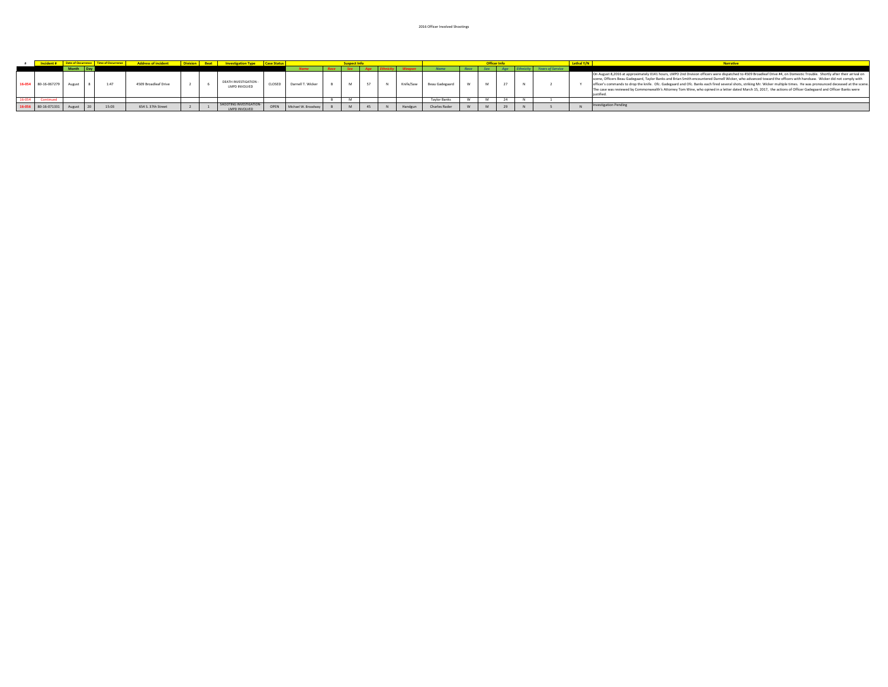| # | Incident # | Date of Occurrence | | Time of Occurrence | Address of Incident | Division | Beat | Investigation Type | Case Status | Suspect Info | | | | | | Officer Info | | | | | | Lethal Y/N | Narrative |
|---|---|---|---|---|---|---|---|---|---|---|---|---|---|---|---|---|---|---|---|---|---|---|---|
| | | Month | Day | | | | | | | Name | Race | Sex | Age | Ethnicity | Weapon | Name | Race | Sex | Age | Ethnicity | Years of Service | | |
| 16-054 | 80-16-067279 | August | 8 | 1:47 | 4509 Broadleaf Drive | 2 | 6 | DEATH INVESTIGATION - LMPD INVOLVED | CLOSED | Darnell T. Wicker | B | M | 57 | N | Knife/Saw | Beau Gadegaard | W | M | 27 | N | 2 | Y | On August 8,2016 at approximately 0141 hours, LMPD 2nd Division officers were dispatched to 4509 Broadleaf Drive #4, on Domestic Trouble. Shortly after their arrival on scene, Officers Beau Gadegaard, Taylor Banks and Brian Smith encountered Darnell Wicker, who advanced toward the officers with handsaw. Wicker did not comply with officer's commands to drop the knife. Ofc. Gadegaard and Ofc. Banks each fired several shots, striking Mr. Wicker multiple times. He was pronounced deceased at the scene. The case was reviewed by Commonwealth's Attorney Tom Wine, who opined in a letter dated March 15, 2017, the actions of Officer Gadegaard and Officer Banks were justified. |
| 16-054 | Continued | | | | | | | | | | B | M | | | | Taylor Banks | W | M | 24 | N | 1 | | |
| 16-056 | 80-16-071331 | August | 20 | 15:03 | 654 S. 37th Street | 2 | 1 | SHOOTING INVESTIGATION-LMPD INVOLVED | OPEN | Michael W. Broadway | B | M | 45 | N | Handgun | Charles Rader | W | M | 29 | N | 5 | N | Investigation Pending |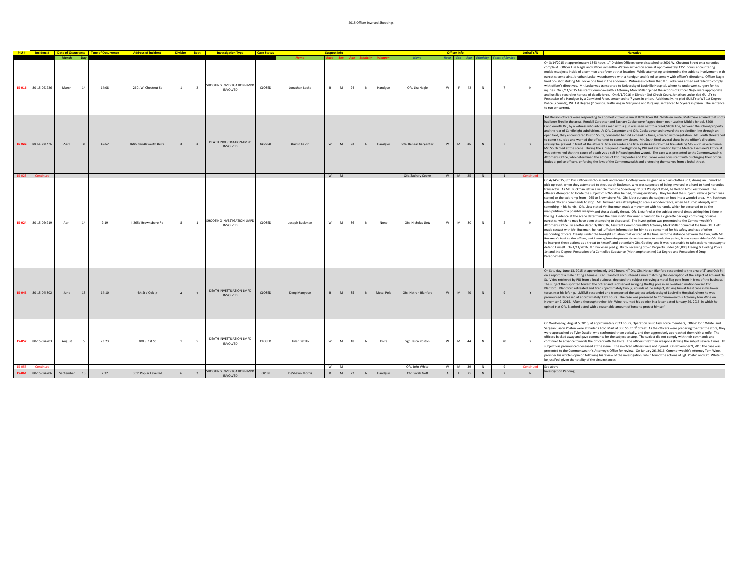# 2015 Officer Involved Shootings

| PIU # | Incident # | Date of Occurrence | | Time of Occurrence | Address of incident | Division | Beat | Investigation Type | Case Status | Suspect Info | | | | | | Officer Info | | | | | | Lethal Y/N | Narrative |
|---|---|---|---|---|---|---|---|---|---|---|---|---|---|---|---|---|---|---|---|---|---|---|---|
| | | Month | Day | | | | | | | Name | Race | Sex | Age | Ethnicity | Weapon | Name | Race | Sex | Age | Ethnicity | Years of Service | | |
| 15-016 | 80-15-022726 | March | 14 | 14:08 | 2601 W. Chestnut St | 1 | 2 | SHOOTING INVESTIGATION-LMPD INVOLVED | CLOSED | Jonathan Locke | B | M | 24 | N | Handgun | Ofc. Lisa Nagle | W | F | 42 | N | 7 | N | On 3/14/2015 at approximately 1343 hours, 1st Division Officers were dispatched to 2601 W. Chestnut Street on a narcotics complaint. Officer Lisa Nagle and Officer Samantha Watson arrived on scene at approximately 1351 hours, encountering multiple subjects inside of a common area foyer at that location. While attempting to determine the subjects involvement in the narcotics complaint, Jonathan Locke, was observed with a handgun and failed to comply with officer's directions. Officer Nagle fired one shot striking Mr. Locke one time in the abdomen. Witnesses confirm that Mr. Locke was armed and failed to comply with officer's directives. Mr. Locke was transported to University of Louisville Hospital, where he underwent surgery for his injuries. On 9/11/2015 Assistant Commonwealth's Attorney Marc Miller opined the actions of Officer Nagle were appropriate and justified regarding her use of deadly force. On 6/1/2016 in Division 3 of Circuit Court, Jonathan Locke pled GUILTY to Possession of a Handgun by a Convicted Felon, sentenced to 7 years in prison. Additionally, he pled GUILTY to WE 1st Degree Police (2 counts), WE 1st Degree (2 counts), Trafficking in Marijuana and Burglary, sentenced to 5 years in prison. The sentence to run concurrent. |
| 15-022 | 80-15-025476 | April | 8 | 18:57 | 8200 Candleworth Drive | 3 | 3 | DEATH INVESTIGATION-LMPD INVOLVED | CLOSED | Dustin South | W | M | 32 | N | Handgun | Ofc. Rondall Carpenter | W | M | 35 | N | 7 | Y | 3rd Division officers were responding to a domestic trouble run at 820 Flicker Rd. While en route, MetroSafe advised that shots had been fired in the area. Rondall Carpenter and Zachary Cooke were flagged down near Lassiter Middle School, 8200 Candleworth Dr., by a witness who advised a man with a gun was seen next to a creek/ditch line, between the school property and the rear of Candlelight subdivision. As Ofc. Carpenter and Ofc. Cooke advanced toward the creek/ditch line through an open field, they encountered Dustin South, concealed behind a chainlink fence, covered with vegetation. Mr. South threatened to commit suicide and warned the officers not to come any closer. Mr. South fired several shots in the officer's direction, striking the ground in front of the officers. Ofc. Carpenter and Ofc. Cooke both returned fire, striking Mr. South several times. Mr. South died at the scene. During the subsequent investigation by PIU and examination by the Medical Examiner's Office, it was determined that the cause of death was a self inflicted gunshot wound. The case was presented to the Commonwealth's Attorney's Office, who determined the actions of Ofc. Carpenter and Ofc. Cooke were consistent with discharging their official duties as police officers, enforcing the laws of the Commonwealth and protecting themselves from a lethal threat. |
| 15-023 | Continued | | | | | | | | | | W | M | | | | Ofc. Zachary Cooke | W | M | 25 | N | 1 | Continued | |
| 15-024 | 80-15-026919 | April | 14 | 2:19 | I-265 / Brownsboro Rd | 8 | 1 | SHOOTING INVESTIGATION-LMPD INVOLVED | CLOSED | Joseph Buckman | W | M | 36 | N | None | Ofc. Nicholas Lietz | W | M | 30 | N | 2 | N | On 4/14/2015, 8th Div. Officers Nicholas Lietz and Ronald Godfrey were assigned as a plain-clothes unit, driving an unmarked pick-up truck, when they attempted to stop Joseph Buckman, who was suspected of being involved in a hand to hand narcotics transacton. As Mr. Buckman left in a vehicle from the Speedway, 11301 Westport Road, he fled on I-265 east bound. The officers attempted to locate the subject on I-265 after he fled, driving erratically. They located the subject's vehicle (which was stolen) on the exit ramp from I-265 to Brownsboro Rd. Ofc. Lietz pursued the subject on foot into a wooded area. Mr. Buckman refused officer's commands to stop. Mr. Buckman was attempting to scale a wooden fence, when he turned abruptly with something in his hands. Ofc. Lietz stated Mr. Buckman made a movement with his hands, which he perceived to be the manipulation of a possible weapon and thus a deadly threat. Ofc. Lietz fired at the subject several times striking him 1 time in the leg. Evidence at the scene determined the item in Mr. Buckman's hands to be a cigarette package containing possible narcotics, which he may have been attempting to dispose of. The investigation was presented to the Commonwealth's Attorney's Office. In a letter dated 3/18/2016, Assistant Commonwealth's Attorney Mark Miller opined at the time Ofc. Lietz made contact with Mr. Buckman, he had sufficient information for him to be concerned for his safety and that of other responding officers. Clearly, under the low-light situation that existed at the time, with the distance between the two, with Mr. Buckman's back to the officer, and knowing how desperate his actions were to evade the police, it was reasonable for Ofc. Lietz to interpret these actions as a threat to himself, and potentially Ofc. Godfrey, and it was reasonable to take actions necessary to defend himself. On 4/11/2016, Mr. Buckman pled guilty to Receiving Stolen Property under $10,000, Fleeing & Evading Police 1st and 2nd Degree, Possession of a Controlled Substance (Methamphetamine) 1st Degree and Possession of Drug Paraphernalia. |
| 15-043 | 80-15-045302 | June | 13 | 14:10 | 4th St / Oak St | 4 | 1 | DEATH INVESTIGATION-LMPD INVOLVED | CLOSED | Deng Manyoun | B | M | 35 | N | Metal Pole | Ofc. Nathan Blanford | W | M | 40 | N | 9 | Y | On Saturday, June 13, 2015 at approximately 1410 hours, 4th Div. Ofc. Nathan Blanford responded to the area of 3rd and Oak St. on a report of a male hitting a female. Ofc. Blanford encountered a male matching the description of the subject at 4th and Oak St. Video retrieved by PIU from a local business, depicted the subject retrieving a metal flag pole from in front of the business. The subject then sprinted toward the officer and is observed swinging the flag pole in an overhead motion toward Ofc. Blanford. Blandford retreated and fired approximately two (2) rounds at the subject, striking him at least once in his lower torso, near his left hip. LMEMS responded and transported the subject to University of Louisville Hospital, where he was pronounced deceased at approximately 1501 hours. The case was presented to Commonwealth's Attorney Tom Wine on November 9, 2015. After a thorough review, Mr. Wine returned his opinion in a letter dated January 29, 2016, in which he opined that Ofc. Blanford acted with a reasonable amount of force to protect himself. |
| 15-052 | 80-15-076203 | August | 5 | 23:23 | 300 S. 1st St | 1 | 5 | DEATH INVESTIGATION-LMPD INVOLVED | CLOSED | Tyler Datillo | W | M | 18 | N | Knife | Sgt. Jason Poston | W | M | 44 | N | 20 | Y | On Wednesday, August 5, 2015, at approximately 2323 hours, Operation Trust Task Force members, Officer John White and Sergeant Jason Poston were at Bader's Food Mart at 300 South 1st Street. As the officers were preparing to enter the store, they were approached by Tyler Dattilo, who confronted them verbally, and then aggressively approached them with a knife. The officers backed away and gave commands for the subject to stop. The subject did not comply with their commands and continued to advance towards the officers with the knife. The officers fired their weapons striking the subject several times. The subject was pronounced deceased at the scene. The involved officers were not injured. On November 9, 2016 the case was presented to the Commonwealth's Attorney's Office for review. On January 26, 2016, Commonwealth's Attorney Tom Wine, provided his written opinion following his review of the investigation, which found the actions of Sgt. Poston and Ofc. White to be justified, given the totality of the circumstances. |
| 15-053 | Continued | | | | | | | | | | W | M | | | | Ofc. John White | W | M | 39 | N | 9 | Continued | See above |
| 15-061 | 80-15-076206 | September | 13 | 2:32 | 5011 Poplar Level Rd | 6 | 2 | SHOOTING INVESTIGATION-LMPD INVOLVED | OPEN | DeShawn Morris | B | M | 22 | N | Handgun | Ofc. Sarah Goff | A | F | 25 | N | 2 | N | Investigation Pending |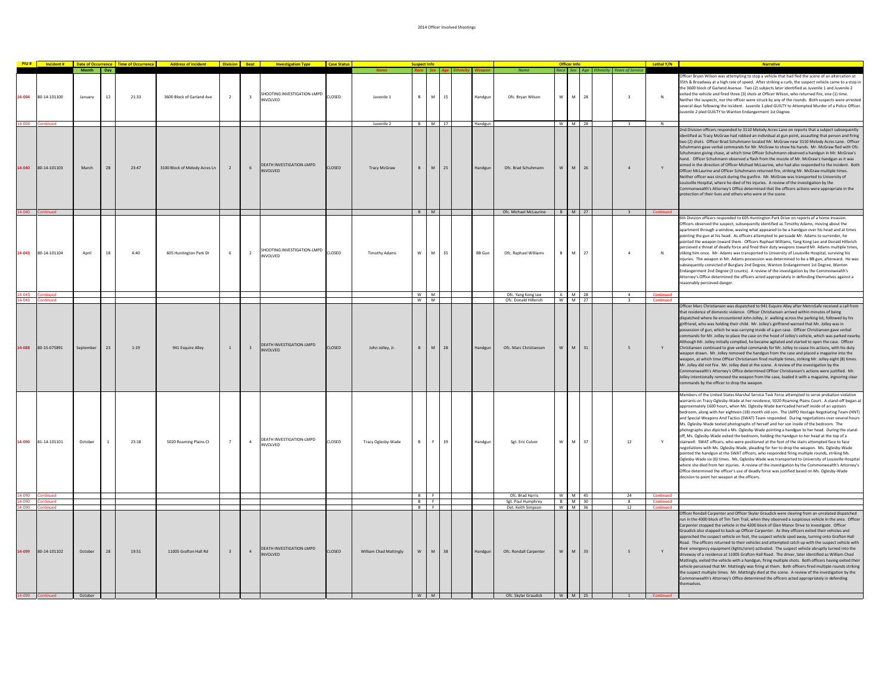## 2014 Officer Involved Shootings

| PIU # | Incident # | Date of Occurrence | | Time of Occurrence | Address of incident | Division | Beat | Investigation Type | Case Status | Suspect Info | | | | | | Officer Info | | | | | | Lethal Y/N | Narrative |
|---|---|---|---|---|---|---|---|---|---|---|---|---|---|---|---|---|---|---|---|---|---|---|---|
| | | Month | Day | | | | | | | Name | Race | Sex | Age | Ethnicity | Weapon | Name | Race | Sex | Age | Ethnicity | Years of Service | | |
| 14-004 | 80-14-101100 | January | 12 | 21:33 | 3600 Block of Garland Ave | 2 | 3 | SHOOTING INVESTIGATION-LMPD INVOLVED | CLOSED | Juvenile 1 | B | M | 15 | | Handgun | Ofc. Bryan Wilson | W | M | 28 | | 3 | N | Officer Bryan Wilson was attempting to stop a vehicle that had fled the scene of an altercation at 35th & Broadway at a high rate of speed. After striking a curb, the suspect vehicle came to a stop in the 3600 block of Garland Avenue. Two (2) subjects later identified as Juvenile 1 and Juvenile 2 exited the vehicle and fired three (3) shots at Officer Wilson, who returned fire, one (1) time. Neither the suspects, nor the officer were struck by any of the rounds. Both suspects were arrested several days following the incident. Juvenile 1 pled GUILTY to Attempted Murder of a Police Officer. Juvenile 2 pled GUILTY to Wanton Endangerment 1st Degree. |
| 14-004 | Continued | | | | | | | | | Juvenile 2 | B | M | 17 | | Handgun | | W | M | 28 | | 3 | N | |
| 14-040 | 80-14-101103 | March | 28 | 23:47 | 3100 Block of Melody Acres Ln | 2 | 6 | DEATH INVESTIGATION-LMPD INVOLVED | CLOSED | Tracy McGraw | B | M | 25 | | Handgun | Ofc. Brad Schuhmann | W | M | 26 | | 4 | Y | 2nd Division officers responded to 3110 Melody Acres Lane on reports that a subject subsequently identified as Tracy McGraw had robbed an individual at gun point, assaulting that person and firing two (2) shots. Officer Brad Schuhmann located Mr. McGraw near 3110 Melody Acres Lane. Officer Schuhmann gave verbal commands for Mr. McGraw to show his hands. Mr. McGraw fled with Ofc. Schuhmann giving chase, at which time Officer Schuhmann observed a handgun in Mr. McGraw's hand. Officer Schuhmann observed a flash from the muzzle of Mr. McGraw's handgun as it was aimed in the direction of Officer Michael McLaurine, who had also responded to the incident. Both Officer McLaurine and Officer Schuhmann returned fire, striking Mr. McGraw multiple times. Neither officer was struck during the gunfire. Mr. McGraw was transported to University of Louisville Hospital, where he died of his injuries. A review of the investigation by the Commonwealth's Attorney's Office determined that the officers actions were appropriate in the protection of their lives and others who were at the scene. |
| 14-040 | Continued | | | | | | | | | | B | M | | | | Ofc. Michael McLaurine | B | M | 27 | | 3 | Continued | |
| 14-043 | 80-14-101104 | April | 18 | 4:40 | 605 Huntington Park Dr | 6 | 2 | SHOOTING INVESTIGATION-LMPD INVOLVED | CLOSED | Timothy Adams | W | M | 35 | | BB Gun | Ofc. Raphael Williams | B | M | 27 | | 4 | N | 6th Division officers responded to 605 Huntington Park Drive on reports of a home invasion. Officers observed the suspect, subsequently identified as Timothy Adams, moving about the apartment through a window, waving what appeared to be a handgun over his head and at times pointing the gun at his head. As officers attempted to persuade Mr. Adams to surrender, he pointed the weapon toward them. Officers Raphael Williams, Yang Kong Lee and Donald Hillerich percieved a threat of deadly force and fired their duty weapons toward Mr. Adams multiple times, striking him once. Mr. Adams was transported to University of Louisville Hospital, surviving his injuries. The weapon in Mr. Adams possession was determined to be a BB gun, afterward. He was subsequently convicted of Burglary 2nd Degree, Wanton Endangerment 1st Degree, Wanton Endangerment 2nd Degree (3 counts). A review of the investigation by the Commonwealth's Attorney's Office determined the officers acted appropriately in defending themselves against a reasonably percieved danger. |
| 14-043 | Continued | | | | | | | | | | W | M | | | | Ofc. Yang Kong Lee | A | M | 28 | | 4 | Continued | |
| 14-043 | Continued | | | | | | | | | | W | M | | | | Ofc. Donald Hillerich | W | M | 27 | | 3 | Continued | |
| 14-088 | 80-15-075891 | September | 23 | 1:19 | 941 Esquire Alley | 1 | 3 | DEATH INVESTIGATION-LMPD INVOLVED | CLOSED | John Jolley, Jr. | B | M | 28 | | Handgun | Ofc. Marc Christiansen | W | M | 31 | | 5 | Y | Officer Marc Christiansen was dispatched to 941 Esquire Alley after MetroSafe received a call from that residence of domestic violence. Officer Christiansen arrived within minutes of being dispatched where he encountered John Jolley, Jr. walking across the parking lot, followed by his girlfriend, who was holding their child. Mr. Jolley's girlfriend warned that Mr. Jolley was in possession of gun, which he was carrying inside of a gun case. Officer Christiansen gave verbal commands for Mr. Jolley to place the case on the hood of Jolley's vehicle, which was parked nearby. Although Mr. Jolley initially complied, he became agitated and started to open the case. Officer Christiansen continued to give verbal commands for Mr. Jolley to cease his actions, with his duty weapon drawn. Mr. Jolley removed the handgun from the case and placed a magazine into the weapon, at which time Officer Christiansen fired multiple times, striking Mr. Jolley eight (8) times. Mr. Jolley did not fire. Mr. Jolley died at the scene. A review of the investigation by the Commonwealth's Attorney's Office determined Officer Christiansen's actions were justified. Mr. Jolley intentionally removed the weapon from the case, loaded it with a magazine, ignoring clear commands by the officer to drop the weapon. |
| 14-090 | 81-14-101101 | October | 1 | 23:18 | 5020 Roaming Plains Ct | 7 | 4 | DEATH INVESTIGATION-LMPD INVOLVED | CLOSED | Tracy Oglesby-Wade | B | F | 39 | | Handgun | Sgt. Eric Culver | W | M | 37 | | 12 | Y | Members of the United States Marshal Service Task Force attempted to serve probation violation warrants on Tracy Oglesby-Wade at her residence, 5020 Roaming Plains Court. A stand-off began at approximately 1600 hours, when Ms. Oglesby-Wade barricaded herself inside of an upstairs bedroom, along with her eighteen (18) month old son. The LMPD Hostage Negotiating Team (HNT) and Special Weapons And Tactics (SWAT) Team responded. During negotiations over several hours Ms. Oglesby-Wade texted photographs of herself and her son inside of the bedroom. The photographs also dipicted a Ms. Oglesby-Wade pointing a handgun to her head. During the stand-off, Ms. Oglesby-Wade exited the bedroom, holding the handgun to her head at the top of a stairwell. SWAT officers, who were positioned at the foot of the stairs attempted face to face negotiations with Ms. Oglesby-Wade, pleading for her to drop the weapon. Ms. Oglesby-Wade pointed the handgun at the SWAT officers, who responded firing multiple rounds, striking Ms. Oglesby-Wade six (6) times. Ms. Oglesby-Wade was transported to University of Louisville Hospital where she died from her injuries. A review of the investigation by the Commonwealth's Attorney's Office determined the officer's use of deadly force was justified based on Ms. Oglesby-Wade decision to point her weapon at the officers. |
| 14-090 | Continued | | | | | | | | | | B | F | | | | Ofc. Brad Harris | W | M | 45 | | 24 | Continued | |
| 14-090 | Continued | | | | | | | | | | B | F | | | | Sgt. Paul Humphrey | B | M | 30 | | 8 | Continued | |
| 14-090 | Continued | | | | | | | | | | B | F | | | | Det. Keith Simpson | W | M | 36 | | 12 | Continued | |
| 14-099 | 80-14-101102 | October | 28 | 19:51 | 11005 Grafton Hall Rd | 3 | 4 | DEATH INVESTIGATION-LMPD INVOLVED | CLOSED | William Chad Mattingly | W | M | 38 | | Handgun | Ofc. Rondall Carpenter | W | M | 35 | | 5 | Y | Officer Rondall Carpenter and Officer Skylar Graudick were clearing from an unrelated dispatched run in the 4300 block of Tim Tam Trail, when they observed a suspicious vehicle in the area. Officer Carpenter stopped the vehicle in the 4200 block of Glen Manor Drive to investigate. Officer Graudick also stopped to back-up Officer Carpenter. As they officers exited their vehicles and approached the suspect vehicle on foot, the suspect vehicle sped away, turning onto Grafton Hall Road. The officers returned to their vehicles and attempted catch up with the suspect vehicle with their emergency equipment (lights/siren) activated. The suspect vehicle abruptly turned into the driveway of a residence at 11005 Grafton Hall Road. The driver, later identified as William Chad Mattingly, exited the vehicle with a handgun, firing multiple shots. Both officers having exited their vehicle perceived that Mr. Mattingly was firing at them. Both officers fired multiple rounds striking the suspect multiple times. Mr. Mattingly died at the scene. A review of the investigation by the Commonwealth's Attorney's Office determined the officers acted appropriately in defending themselves. |
| 14-099 | Continued | October | | | | | | | | | W | M | | | | Ofc. Skylar Graudick | W | M | 25 | | 1 | Continued | |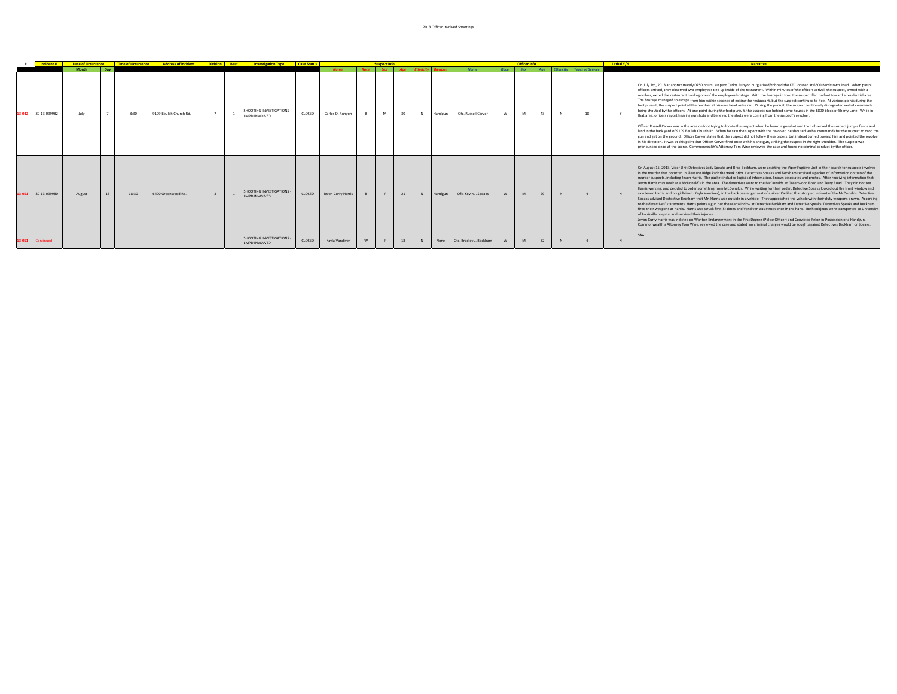2013 Officer Involved Shootings

| # | Incident # | Date of Occurrence | | Time of Occurrence | Address of Incident | Division | Beat | Investigation Type | Case Status | Suspect Info | | | | | | Officer Info | | | | | | Lethal Y/N | Narrative |
|---|---|---|---|---|---|---|---|---|---|---|---|---|---|---|---|---|---|---|---|---|---|---|---|
| | | Month | Day | | | | | | | Name | Race | Sex | Age | Ethnicity | Weapon | Name | Race | Sex | Age | Ethnicity | Years of Service | | |
| 13-042 | 80-13-099982 | July | 7 | 8:30 | 9109 Beulah Church Rd. | 7 | 1 | SHOOTING INVESTIGATIONS - LMPD INVOLVED | CLOSED | Carlos D. Runyon | B | M | 30 | N | Handgun | Ofc. Russell Carver | W | M | 43 | N | 18 | Y | On July 7th, 2013 at approximately 0750 hours, suspect Carlos Runyon burglarized/robbed the KFC located at 6600 Bardstown Road. When patrol officers arrived, they observed two employees tied up inside of the restaurant. Within minutes of the officers arrival, the suspect, armed with a revolver, exited the restaurant holding one of the employees hostage. With the hostage in tow, the suspect fled on foot toward a residential area. The hostage managed to escape from him within seconds of exiting the restaurant, but the suspect continued to flee. At various points during the foot pursuit, the suspect pointed the revolver at his own head as he ran. During the pursuit, the suspect continually disregarded verbal commands being shouted by the officers. At one point during the foot pursuit, the suspect ran behind some houses in the 6800 block of Sherry Lane. While in that area, officers report hearing gunshots and believed the shots were coming from the suspect's revolver. Officer Russell Carver was in the area on foot trying to locate the suspect when he heard a gunshot and then observed the suspect jump a fence and land in the back yard of 9109 Beulah Church Rd. When he saw the suspect with the revolver, he shouted verbal commands for the suspect to drop the gun and get on the ground. Officer Carver states that the suspect did not follow these orders, but instead turned toward him and pointed the revolver in his direction. It was at this point that Officer Carver fired once with his shotgun, striking the suspect in the right shoulder. The suspect was pronounced dead at the scene. Commonwealth's Attorney Tom Wine reviewed the case and found no criminal conduct by the officer. |
| 13-051 | 80-13-099980 | August | 15 | 18:30 | 6400 Greenwood Rd. | 3 | 1 | SHOOTING INVESTIGATIONS - LMPD INVOLVED | CLOSED | Jevon Curry Harris | B | F | 21 | N | Handgun | Ofc. Kevin J. Speaks | W | M | 29 | N | 4 | N | On August 15, 2013, Viper Unit Detectives Jody Speaks and Brad Beckham, were assisting the Viper Fugitive Unit in their search for suspects involved in the murder that occurred in Pleasure Ridge Park the week prior. Detectives Speaks and Beckham received a packet of information on two of the murder suspects, including Jevon Harris. The packet included logistical information, known associates and photos. After receiving information that Jevon Harris may work at a McDonald's in the area. The detectives went to the McDonalds at Greenwood Road and Terry Road. They did not see Harris working, and decided to order something from McDonalds. While waiting for their order, Detective Speaks looked out the front window and saw Jevon Harris and his girlfriend (Kayla Vandiver), in the back passenger seat of a silver Cadillac that stopped in front of the McDonalds. Detective Speaks advised Dectective Beckham that Mr. Harris was outside in a vehicle. They approached the vehicle with their duty weapons drawn. According to the detectives' statements, Harris points a gun out the rear window at Detective Beckham and Detective Speaks. Detectives Speaks and Beckham fired their weapons at Harris. Harris was struck five (5) times and Vandiver was struck once in the hand. Both subjects were transported to University of Louisville hospital and survived their injuries. Jevon Curry-Harris was indicted on Wanton Endangerment in the First Degree (Police Officer) and Convicted Felon in Possession of a Handgun. Commonwealth's Attorney Tom Wine, reviewed the case and stated no criminal charges would be sought against Detectives Beckham or Speaks. |
| 13-051 | Continued | | | | | | | SHOOTING INVESTIGATIONS - LMPD INVOLVED | CLOSED | Kayla Vandiver | W | F | 18 | N | None | Ofc. Bradley J. Beckham | W | M | 32 | N | 4 | N | SAA |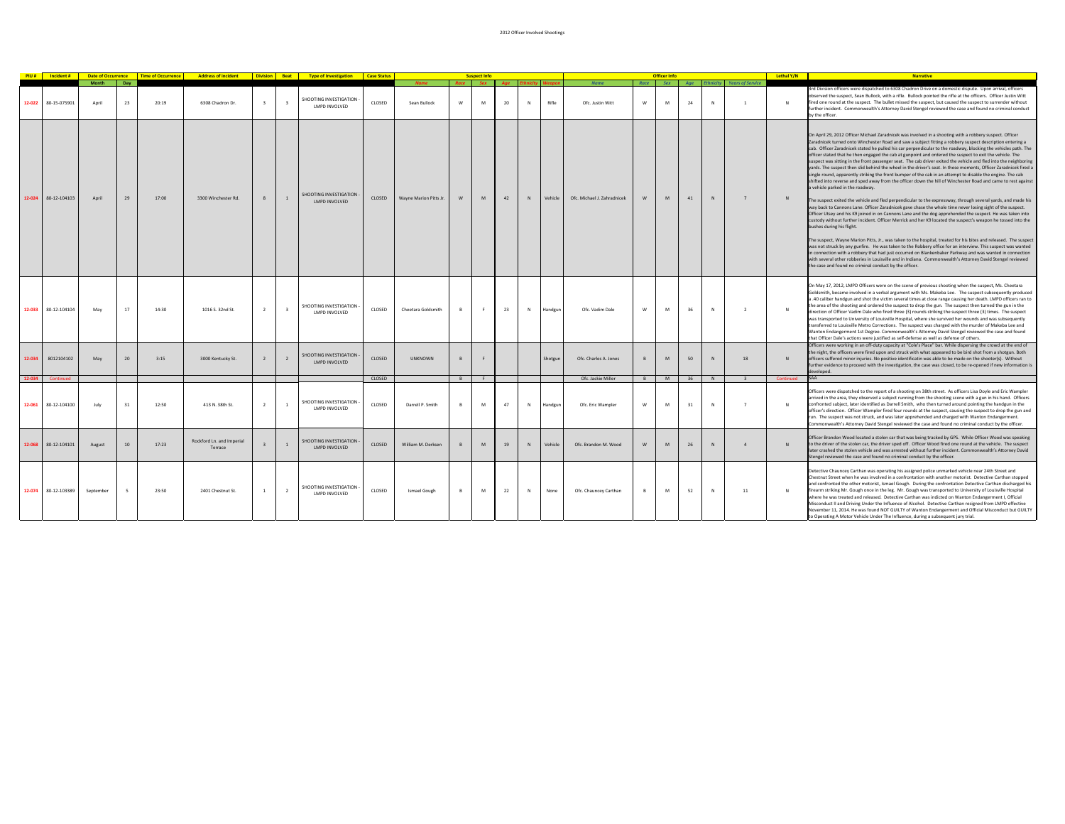2012 Officer Involved Shootings

| PIU # | Incident # | Date of Occurrence | | Time of Occurrence | Address of Incident | Division | Beat | Type of Investigation | Case Status | Suspect Info | | | | | | Officer Info | | | | | | Lethal Y/N | Narrative |
|---|---|---|---|---|---|---|---|---|---|---|---|---|---|---|---|---|---|---|---|---|---|---|---|
| | | Month | Day | | | | | | | Name | Race | Sex | Age | Ethnicity | Weapon | Name | Race | Sex | Age | Ethnicity | Years of Service | | |
| 12-022 | 80-15-075901 | April | 23 | 20:19 | 6308 Chadron Dr. | 3 | 3 | SHOOTING INVESTIGATION - LMPD INVOLVED | CLOSED | Sean Bullock | W | M | 20 | N | Rifle | Ofc. Justin Witt | W | M | 24 | N | 1 | N | 3rd Division officers were dispatched to 6308 Chadron Drive on a domestic dispute. Upon arrival, officers observed the suspect, Sean Bullock, with a rifle. Bullock pointed the rifle at the officers. Officer Justin Witt fired one round at the suspect. The bullet missed the suspect, but caused the suspect to surrender without further incident. Commonwealth's Attorney David Stengel reviewed the case and found no criminal conduct by the officer. |
| 12-024 | 80-12-104103 | April | 29 | 17:00 | 3300 Winchester Rd. | 8 | 1 | SHOOTING INVESTIGATION - LMPD INVOLVED | CLOSED | Wayne Marion Pitts Jr. | W | M | 42 | N | Vehicle | Ofc. Michael J. Zaradnicek | W | M | 41 | N | 7 | N | On April 29, 2012 Officer Michael Zaradnicek was involved in a shooting with a robbery suspect. Officer Zaradnicek turned onto Winchester Road and saw a subject fitting a robbery suspect description entering a cab. Officer Zaradnicek stated he pulled his car perpendicular to the roadway, blocking the vehicles path. The officer stated that he then engaged the cab at gunpoint and ordered the suspect to exit the vehicle. The suspect was sitting in the front passenger seat. The cab driver exited the vehicle and fled into the neighboring yards. The suspect then slid behind the wheel in the driver's seat. In these moments, Officer Zaradnicek fired a single round, apparently striking the front bumper of the cab in an attempt to disable the engine. The cab shifted into reverse and sped away from the officer down the hill of Winchester Road and came to rest against a vehicle parked in the roadway.<br><br>The suspect exited the vehicle and fled perpendicular to the expressway, through several yards, and made his way back to Cannons Lane. Officer Zaradnicek gave chase the whole time never losing sight of the suspect. Officer Utsey and his K9 joined in on Cannons Lane and the dog apprehended the suspect. He was taken into custody without further incident. Officer Merrick and her K9 located the suspect's weapon he tossed into the bushes during his flight.<br><br>The suspect, Wayne Marion Pitts, Jr., was taken to the hospital, treated for his bites and released. The suspect was not struck by any gunfire. He was taken to the Robbery office for an interview. This suspect was wanted in connection with a robbery that had just occurred on Blankenbaker Parkway and was wanted in connection with several other robberies in Louisville and in Indiana. Commonwealth's Attorney David Stengel reviewed the case and found no criminal conduct by the officer. |
| 12-033 | 80-12-104104 | May | 17 | 14:30 | 1016 S. 32nd St. | 2 | 3 | SHOOTING INVESTIGATION - LMPD INVOLVED | CLOSED | Cheetara Goldsmith | B | F | 23 | N | Handgun | Ofc. Vadim Dale | W | M | 36 | N | 2 | N | On May 17, 2012, LMPD Officers were on the scene of previous shooting when the suspect, Ms. Cheetara Goldsmith, became involved in a verbal argument with Ms. Makeba Lee. The suspect subsequently produced a .40 caliber handgun and shot the victim several times at close range causing her death. LMPD officers ran to the area of the shooting and ordered the suspect to drop the gun. The suspect then turned the gun in the direction of Officer Vadim Dale who fired three (3) rounds striking the suspect three (3) times. The suspect was transported to University of Louisville Hospital, where she survived her wounds and was subsequently transferred to Louisville Metro Corrections. The suspect was charged with the murder of Makeba Lee and Wanton Endangerment 1st Degree. Commonwealth's Attorney David Stengel reviewed the case and found that Officer Dale's actions were justified as self-defense as well as defense of others. |
| 12-034 | 8012104102 | May | 20 | 3:15 | 3000 Kentucky St. | 2 | 2 | SHOOTING INVESTIGATION - LMPD INVOLVED | CLOSED | UNKNOWN | B | F | | | Shotgun | Ofc. Charles A. Jones | B | M | 50 | N | 18 | N | Officers were working in an off-duty capacity at "Cole's Place" bar. While dispersing the crowd at the end of the night, the officers were fired upon and struck with what appeared to be bird shot from a shotgun. Both officers suffered minor injuries. No positive identificatin was able to be made on the shooter(s). Without further evidence to proceed with the investigation, the case was closed, to be re-opened if new information is developed. |
| 12-034 | Continued | | | | | | | | CLOSED | | B | F | | | | Ofc. Jackie Miller | B | M | 36 | N | 3 | Continued | SAA |
| 12-061 | 80-12-104100 | July | 31 | 12:50 | 413 N. 38th St. | 2 | 1 | SHOOTING INVESTIGATION - LMPD INVOLVED | CLOSED | Darrell P. Smith | B | M | 47 | N | Handgun | Ofc. Eric Wampler | W | M | 31 | N | 7 | N | Officers were dispatched to the report of a shooting on 38th street. As officers Lisa Doyle and Eric Wampler arrived in the area, they observed a subject running from the shooting scene with a gun in his hand. Officers confronted subject, later identified as Darrell Smith, who then turned around pointing the handgun in the officer's direction. Officer Wampler fired four rounds at the suspect, causing the suspect to drop the gun and run. The suspect was not struck, and was later apprehended and charged with Wanton Endangerment. Commonwealth's Attorney David Stengel reviewed the case and found no criminal conduct by the officer. |
| 12-068 | 80-12-104101 | August | 10 | 17:23 | Rockford Ln. and Imperial Terrace | 3 | 1 | SHOOTING INVESTIGATION - LMPD INVOLVED | CLOSED | William M. Derksen | B | M | 19 | N | Vehicle | Ofc. Brandon M. Wood | W | M | 26 | N | 4 | N | Officer Brandon Wood located a stolen car that was being tracked by GPS. While Officer Wood was speaking to the driver of the stolen car, the driver sped off. Officer Wood fired one round at the vehicle. The suspect later crashed the stolen vehicle and was arrested without further incident. Commonwealth's Attorney David Stengel reviewed the case and found no criminal conduct by the officer. |
| 12-074 | 80-12-103389 | September | 5 | 23:50 | 2401 Chestnut St. | 1 | 2 | SHOOTING INVESTIGATION - LMPD INVOLVED | CLOSED | Ismael Gough | B | M | 22 | N | None | Ofc. Chauncey Carthan | B | M | 52 | N | 11 | N | Detective Chauncey Carthan was operating his assigned police unmarked vehicle near 24th Street and Chestnut Street when he was involved in a confrontation with another motorist. Detective Carthan stopped and confronted the other motorist, Ismael Gough. During the confrontation Detective Carthan discharged his firearm striking Mr. Gough once in the leg. Mr. Gough was transported to University of Louisville Hospital where he was treated and released. Detective Carthan was indicted on Wanton Endangerment I, Official Misconduct II and Driving Under the Influence of Alcohol. Detective Carthan resigned from LMPD effective November 11, 2014. He was found NOT GUILTY of Wanton Endangerment and Official Misconduct but GUILTY to Operating A Motor Vehicle Under The Influence, during a subsequent jury trial. |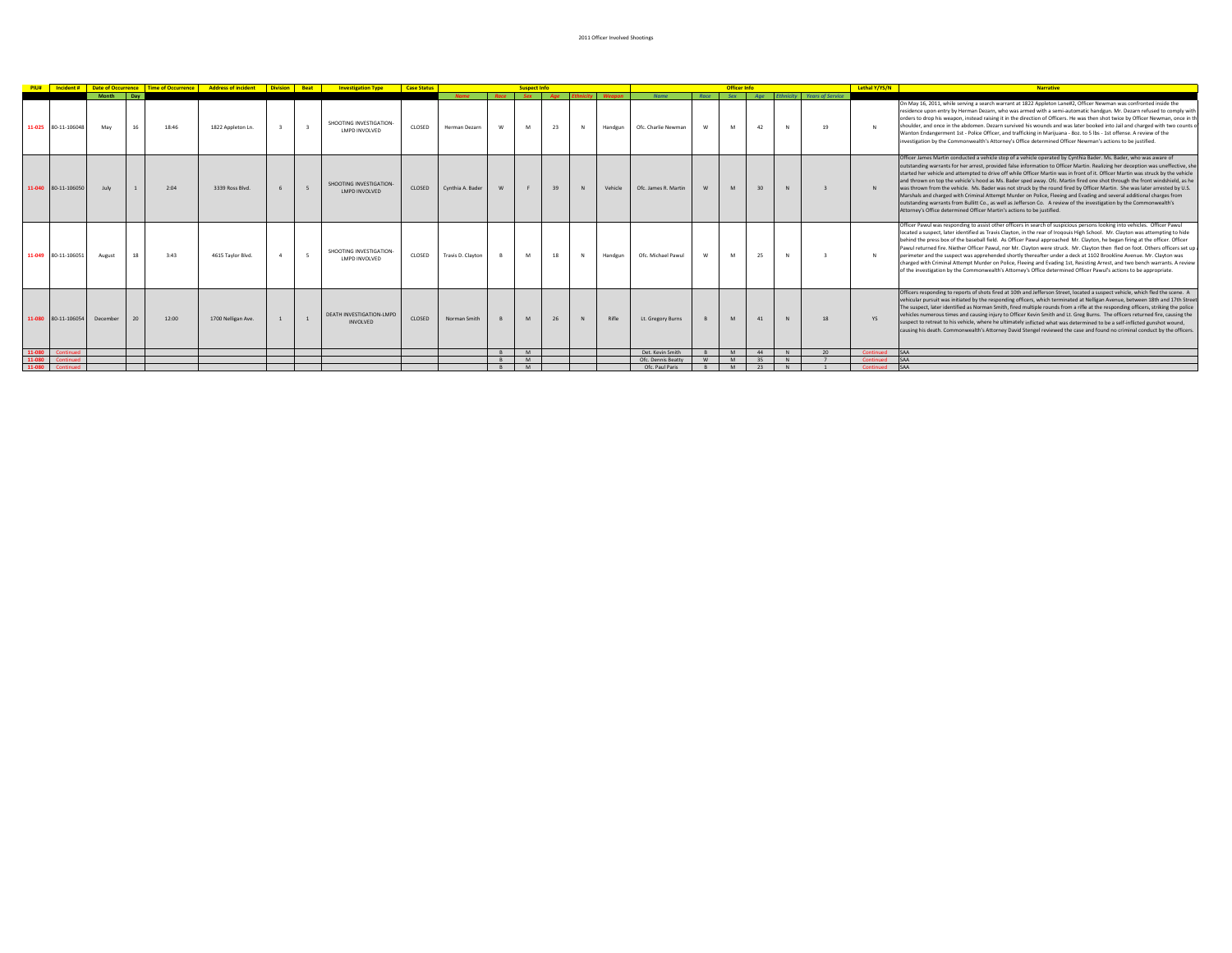# 2011 Officer Involved Shootings

| PIU# | Incident # | Date of Occurrence | | Time of Occurrence | Address of incident | Division | Beat | Investigation Type | Case Status | Suspect Info | | | | | | Officer Info | | | | | | Lethal Y/YS/N | Narrative |
|---|---|---|---|---|---|---|---|---|---|---|---|---|---|---|---|---|---|---|---|---|---|---|---|
| | | Month | Day | | | | | | | Name | Race | Sex | Age | Ethnicity | Weapon | Name | Race | Sex | Age | Ethnicity | Years of Service | | |
| 11-025 | 80-11-106048 | May | 16 | 18:46 | 1822 Appleton Ln. | 3 | 3 | SHOOTING INVESTIGATION-LMPD INVOLVED | CLOSED | Herman Dezarn | W | M | 23 | N | Handgun | Ofc. Charlie Newman | W | M | 42 | N | 19 | N | On May 16, 2011, while serving a search warrant at 1822 Appleton Lane#2, Officer Newman was confronted inside the residence upon entry by Herman Dezarn, who was armed with a semi-automatic handgun. Mr. Dezarn refused to comply with orders to drop his weapon, instead raising it in the direction of Officers. He was then shot twice by Officer Newman, once in the shoulder, and once in the abdomen. Dezarn survived his wounds and was later booked into Jail and charged with two counts of Wanton Endangerment 1st - Police Officer, and trafficking in Marijuana - 8oz. to 5 lbs - 1st offense. A review of the investigation by the Commonwealth's Attorney's Office determined Officer Newman's actions to be justified. |
| 11-040 | 80-11-106050 | July | 1 | 2:04 | 3339 Ross Blvd. | 6 | 5 | SHOOTING INVESTIGATION-LMPD INVOLVED | CLOSED | Cynthia A. Bader | W | F | 39 | N | Vehicle | Ofc. James R. Martin | W | M | 30 | N | 3 | N | Officer James Martin conducted a vehicle stop of a vehicle operated by Cynthia Bader. Ms. Bader, who was aware of outstanding warrants for her arrest, provided false information to Officer Martin. Realizing her deception was uneffective, she started her vehicle and attempted to drive off while Officer Martin was in front of it. Officer Martin was struck by the vehicle and thrown on top the vehicle's hood as Ms. Bader sped away. Ofc. Martin fired one shot through the front windshield, as he was thrown from the vehicle. Ms. Bader was not struck by the round fired by Officer Martin. She was later arrested by U.S. Marshals and charged with Criminal Attempt Murder on Police, Fleeing and Evading and several additional charges from outstanding warrants from Bullitt Co., as well as Jefferson Co. A review of the investigation by the Commonwealth's Attorney's Office determined Officer Martin's actions to be justified. |
| 11-049 | 80-11-106051 | August | 18 | 3:43 | 4615 Taylor Blvd. | 4 | 5 | SHOOTING INVESTIGATION-LMPD INVOLVED | CLOSED | Travis D. Clayton | B | M | 18 | N | Handgun | Ofc. Michael Pawul | W | M | 25 | N | 3 | N | Officer Pawul was responding to assist other officers in search of suspicious persons looking into vehicles. Officer Pawul located a suspect, later identified as Travis Clayton, in the rear of Iroquois High School. Mr. Clayton was attempting to hide behind the press box of the baseball field. As Officer Pawul approached Mr. Clayton, he began firing at the officer. Officer Pawul returned fire. Niether Officer Pawul, nor Mr. Clayton were struck. Mr. Clayton then fled on foot. Others officers set up a perimeter and the suspect was apprehended shortly thereafter under a deck at 1102 Brookline Avenue. Mr. Clayton was charged with Criminal Attempt Murder on Police, Fleeing and Evading 1st, Resisting Arrest, and two bench warrants. A review of the investigation by the Commonwealth's Attorney's Office determined Officer Pawul's actions to be appropriate. |
| 11-080 | 80-11-106054 | December | 20 | 12:00 | 1700 Nelligan Ave. | 1 | 1 | DEATH INVESTIGATION-LMPD INVOLVED | CLOSED | Norman Smith | B | M | 26 | N | Rifle | Lt. Gregory Burns | B | M | 41 | N | 18 | YS | Officers responding to reports of shots fired at 10th and Jefferson Street, located a suspect vehicle, which fled the scene. A vehicular pursuit was initiated by the responding officers, which terminated at Nelligan Avenue, between 18th and 17th Street. The suspect, later identified as Norman Smith, fired multiple rounds from a rifle at the responding officers, striking the police vehicles numerous times and causing injury to Officer Kevin Smith and Lt. Greg Burns. The officers returned fire, causing the suspect to retreat to his vehicle, where he ultimately inflicted what was determined to be a self-inflicted gunshot wound, causing his death. Commonwealth's Attorney David Stengel reviewed the case and found no criminal conduct by the officers. |
| 11-080 | Continued | | | | | | | | | | B | M | | | | Det. Kevin Smith | B | M | 44 | N | 20 | Continued | SAA |
| 11-080 | Continued | | | | | | | | | | B | M | | | | Ofc. Dennis Beatty | W | M | 35 | N | 7 | Continued | SAA |
| 11-080 | Continued | | | | | | | | | | B | M | | | | Ofc. Paul Paris | B | M | 23 | N | 1 | Continued | SAA |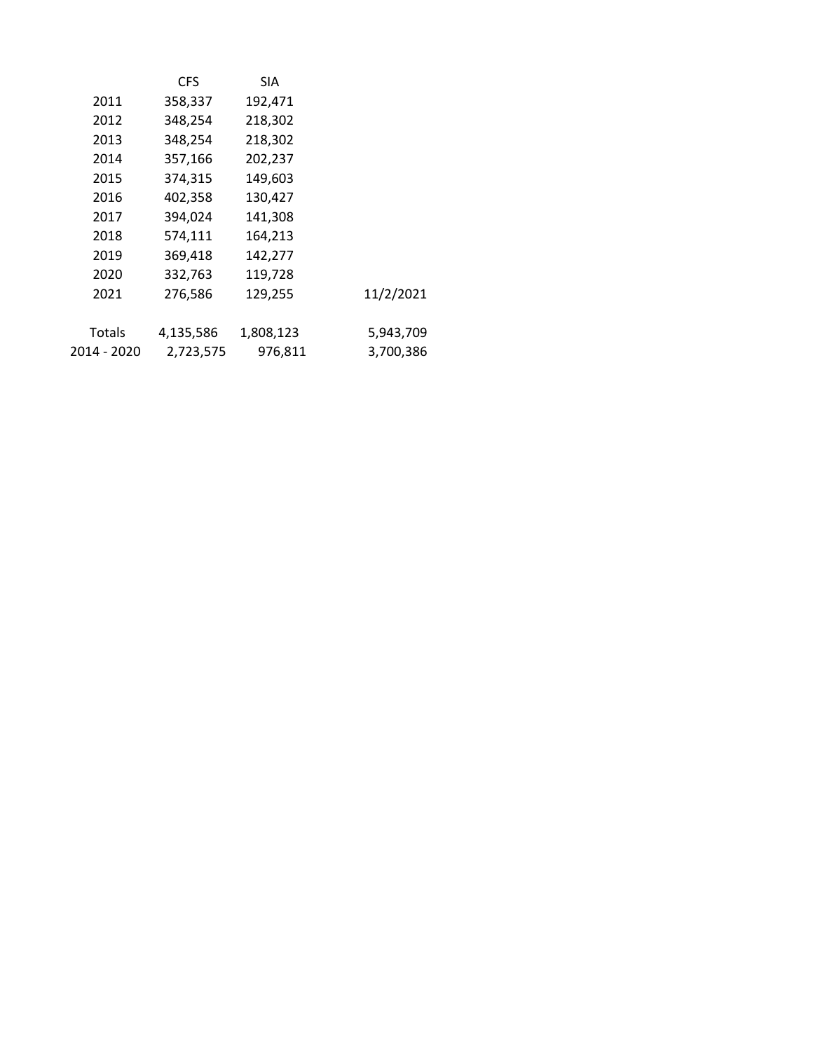| | CFS | SIA | |
|---|---|---|---|
| 2011 | 358,337 | 192,471 | |
| 2012 | 348,254 | 218,302 | |
| 2013 | 348,254 | 218,302 | |
| 2014 | 357,166 | 202,237 | |
| 2015 | 374,315 | 149,603 | |
| 2016 | 402,358 | 130,427 | |
| 2017 | 394,024 | 141,308 | |
| 2018 | 574,111 | 164,213 | |
| 2019 | 369,418 | 142,277 | |
| 2020 | 332,763 | 119,728 | |
| 2021 | 276,586 | 129,255 | 11/2/2021 |
| | | | |
| Totals | 4,135,586 | 1,808,123 | 5,943,709 |
| 2014 - 2020 | 2,723,575 | 976,811 | 3,700,386 |